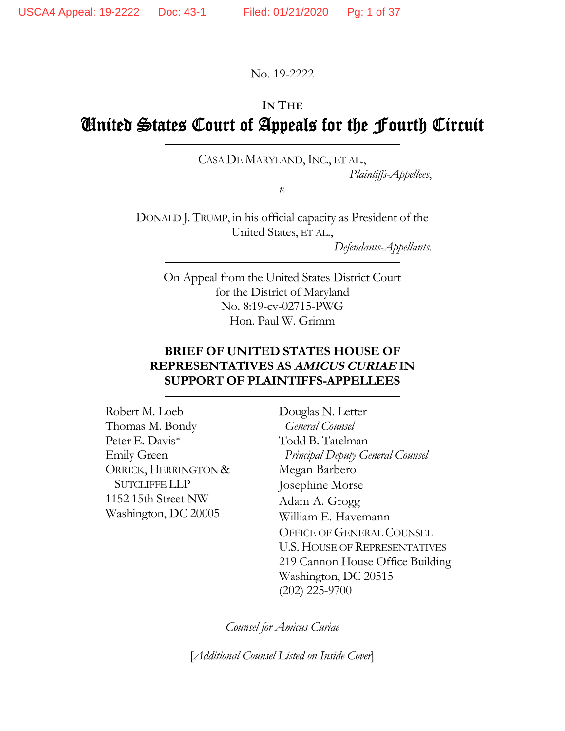No. 19-2222

IN THE

# United States Court of Appeals for the Fourth Circuit

CASA DE MARYLAND, INC., ET AL.,
*Plaintiffs-Appellees*,

*v.*

DONALD J. TRUMP, in his official capacity as President of the United States, ET AL.,
*Defendants-Appellants.*

On Appeal from the United States District Court
for the District of Maryland
No. 8:19-cv-02715-PWG
Hon. Paul W. Grimm

**BRIEF OF UNITED STATES HOUSE OF REPRESENTATIVES AS *AMICUS CURIAE* IN SUPPORT OF PLAINTIFFS-APPELLEES**

Robert M. Loeb
Thomas M. Bondy
Peter E. Davis*
Emily Green
ORRICK, HERRINGTON & SUTCLIFFE LLP
1152 15th Street NW
Washington, DC 20005

Douglas N. Letter
*General Counsel*
Todd B. Tatelman
*Principal Deputy General Counsel*
Megan Barbero
Josephine Morse
Adam A. Grogg
William E. Havemann
OFFICE OF GENERAL COUNSEL
U.S. HOUSE OF REPRESENTATIVES
219 Cannon House Office Building
Washington, DC 20515
(202) 225-9700

*Counsel for Amicus Curiae*

[*Additional Counsel Listed on Inside Cover*]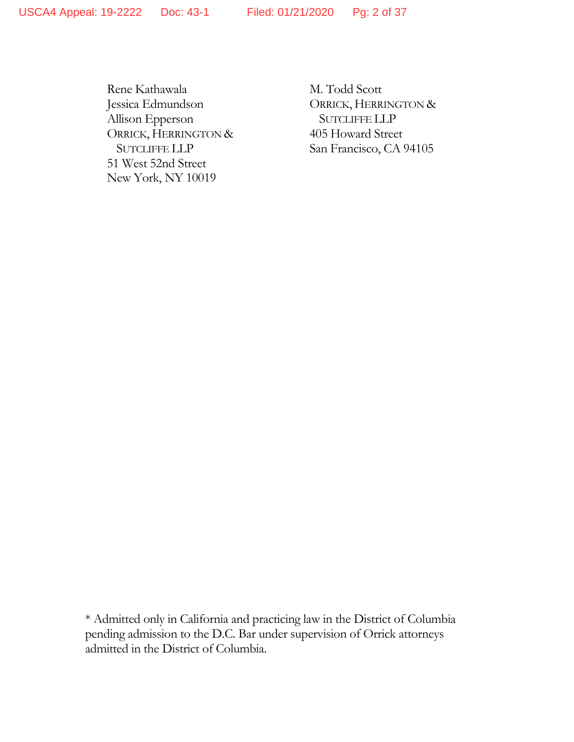Rene Kathawala
Jessica Edmundson
Allison Epperson
ORRICK, HERRINGTON & SUTCLIFFE LLP
51 West 52nd Street
New York, NY 10019

M. Todd Scott
ORRICK, HERRINGTON & SUTCLIFFE LLP
405 Howard Street
San Francisco, CA 94105

* Admitted only in California and practicing law in the District of Columbia pending admission to the D.C. Bar under supervision of Orrick attorneys admitted in the District of Columbia.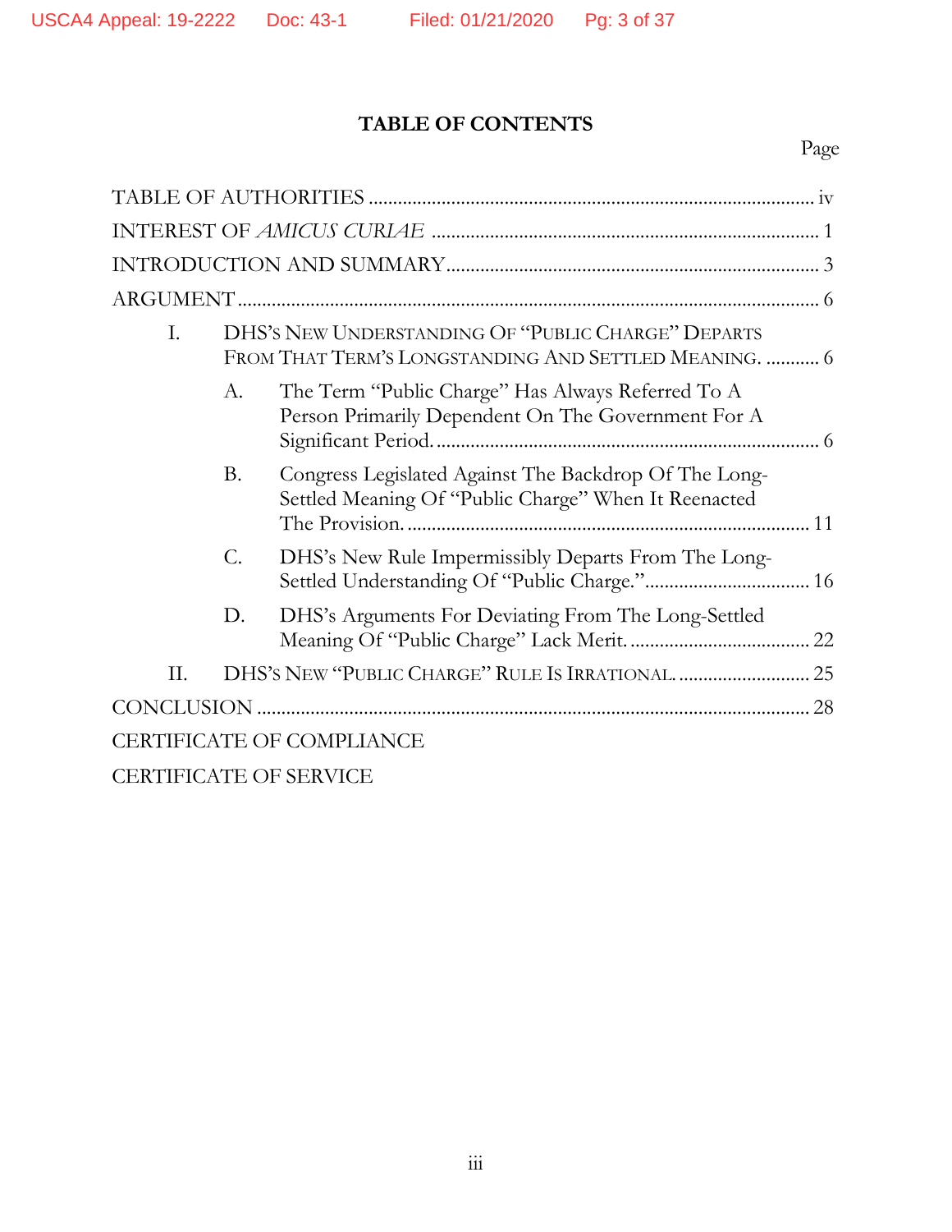# TABLE OF CONTENTS

| | Page |
|---|---|
| TABLE OF AUTHORITIES | iv |
| INTEREST OF *AMICUS CURIAE* | 1 |
| INTRODUCTION AND SUMMARY | 3 |
| ARGUMENT | 6 |
| I. DHS's New Understanding Of "Public Charge" Departs From That Term's Longstanding And Settled Meaning. | 6 |
| A. The Term "Public Charge" Has Always Referred To A Person Primarily Dependent On The Government For A Significant Period. | 6 |
| B. Congress Legislated Against The Backdrop Of The Long-Settled Meaning Of "Public Charge" When It Reenacted The Provision. | 11 |
| C. DHS's New Rule Impermissibly Departs From The Long-Settled Understanding Of "Public Charge." | 16 |
| D. DHS's Arguments For Deviating From The Long-Settled Meaning Of "Public Charge" Lack Merit. | 22 |
| II. DHS's New "Public Charge" Rule Is Irrational. | 25 |
| CONCLUSION | 28 |
| CERTIFICATE OF COMPLIANCE | |
| CERTIFICATE OF SERVICE | |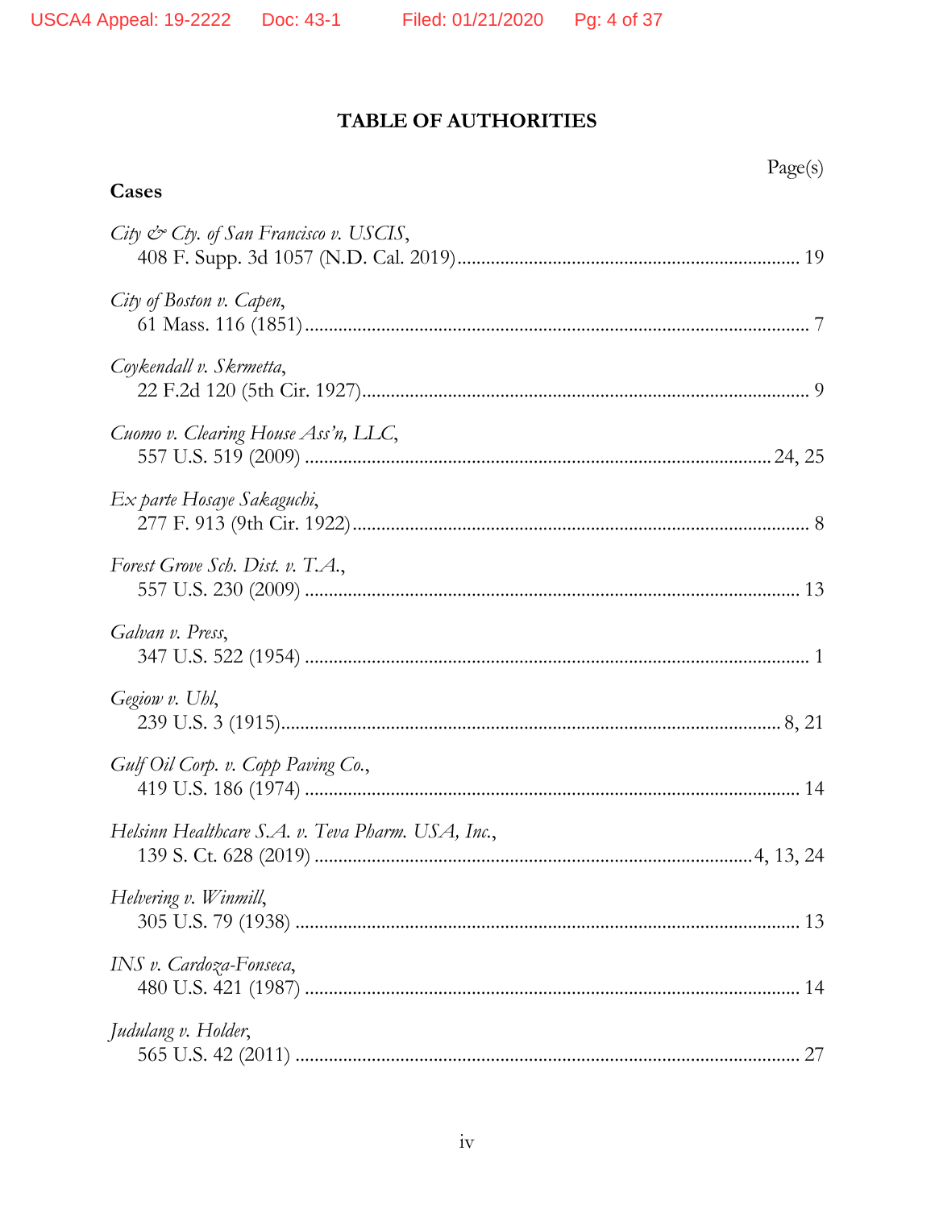# TABLE OF AUTHORITIES

Page(s)

**Cases**

*City & Cty. of San Francisco v. USCIS*,
408 F. Supp. 3d 1057 (N.D. Cal. 2019)........................................................................ 19

*City of Boston v. Capen*,
61 Mass. 116 (1851)........................................................................................................ 7

*Coykendall v. Skrmetta*,
22 F.2d 120 (5th Cir. 1927)............................................................................................. 9

*Cuomo v. Clearing House Ass'n, LLC*,
557 U.S. 519 (2009) ................................................................................................ 24, 25

*Ex parte Hosaye Sakaguchi*,
277 F. 913 (9th Cir. 1922)............................................................................................... 8

*Forest Grove Sch. Dist. v. T.A.*,
557 U.S. 230 (2009) ...................................................................................................... 13

*Galvan v. Press*,
347 U.S. 522 (1954) ........................................................................................................ 1

*Gegiow v. Uhl*,
239 U.S. 3 (1915)........................................................................................................ 8, 21

*Gulf Oil Corp. v. Copp Paving Co.*,
419 U.S. 186 (1974) ...................................................................................................... 14

*Helsinn Healthcare S.A. v. Teva Pharm. USA, Inc.*,
139 S. Ct. 628 (2019) .......................................................................................... 4, 13, 24

*Helvering v. Winmill*,
305 U.S. 79 (1938) ........................................................................................................ 13

*INS v. Cardoza-Fonseca*,
480 U.S. 421 (1987) ...................................................................................................... 14

*Judulang v. Holder*,
565 U.S. 42 (2011) ........................................................................................................ 27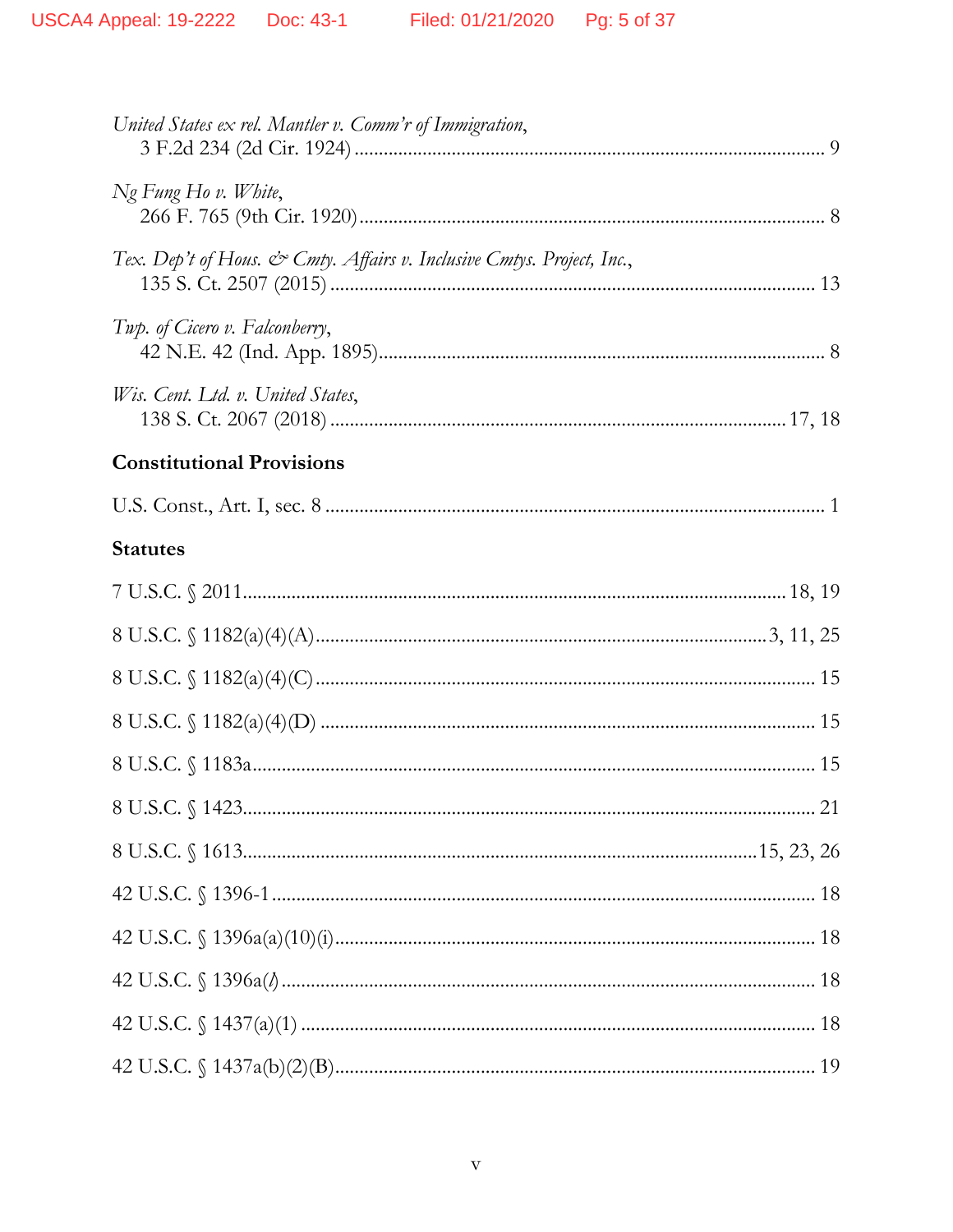*United States ex rel. Mantler v. Comm'r of Immigration*,
3 F.2d 234 (2d Cir. 1924) ........................................................................................ 9

*Ng Fung Ho v. White*,
266 F. 765 (9th Cir. 1920) ........................................................................................ 8

*Tex. Dep't of Hous. & Cmty. Affairs v. Inclusive Cmtys. Project, Inc.*,
135 S. Ct. 2507 (2015) ........................................................................................ 13

*Twp. of Cicero v. Falconberry*,
42 N.E. 42 (Ind. App. 1895) ........................................................................................ 8

*Wis. Cent. Ltd. v. United States*,
138 S. Ct. 2067 (2018) ........................................................................................ 17, 18

**Constitutional Provisions**

U.S. Const., Art. I, sec. 8 ........................................................................................ 1

**Statutes**

7 U.S.C. § 2011 ........................................................................................ 18, 19

8 U.S.C. § 1182(a)(4)(A) ........................................................................................ 3, 11, 25

8 U.S.C. § 1182(a)(4)(C) ........................................................................................ 15

8 U.S.C. § 1182(a)(4)(D) ........................................................................................ 15

8 U.S.C. § 1183a ........................................................................................ 15

8 U.S.C. § 1423 ........................................................................................ 21

8 U.S.C. § 1613 ........................................................................................ 15, 23, 26

42 U.S.C. § 1396-1 ........................................................................................ 18

42 U.S.C. § 1396a(a)(10)(i) ........................................................................................ 18

42 U.S.C. § 1396a(*l*) ........................................................................................ 18

42 U.S.C. § 1437(a)(1) ........................................................................................ 18

42 U.S.C. § 1437a(b)(2)(B) ........................................................................................ 19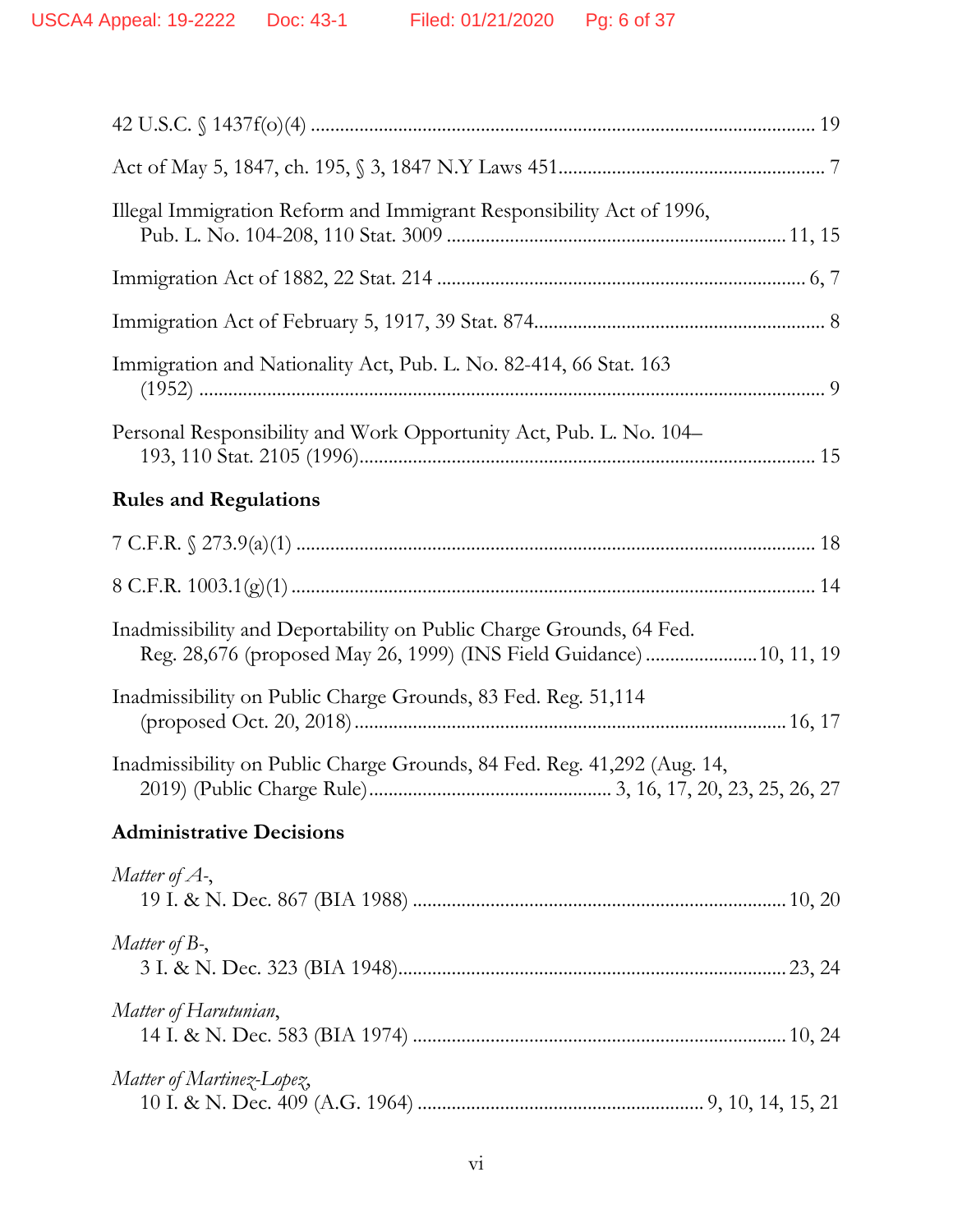42 U.S.C. § 1437f(o)(4) ........................................................................................ 19

Act of May 5, 1847, ch. 195, § 3, 1847 N.Y Laws 451....................................................... 7

Illegal Immigration Reform and Immigrant Responsibility Act of 1996,
Pub. L. No. 104-208, 110 Stat. 3009 ..................................................................... 11, 15

Immigration Act of 1882, 22 Stat. 214 ........................................................................... 6, 7

Immigration Act of February 5, 1917, 39 Stat. 874............................................................ 8

Immigration and Nationality Act, Pub. L. No. 82-414, 66 Stat. 163
(1952) ................................................................................................................... 9

Personal Responsibility and Work Opportunity Act, Pub. L. No. 104–
193, 110 Stat. 2105 (1996)............................................................................................ 15

**Rules and Regulations**

7 C.F.R. § 273.9(a)(1) ........................................................................................ 18

8 C.F.R. 1003.1(g)(1) ........................................................................................ 14

Inadmissibility and Deportability on Public Charge Grounds, 64 Fed.
Reg. 28,676 (proposed May 26, 1999) (INS Field Guidance) ......................10, 11, 19

Inadmissibility on Public Charge Grounds, 83 Fed. Reg. 51,114
(proposed Oct. 20, 2018) ...................................................................................... 16, 17

Inadmissibility on Public Charge Grounds, 84 Fed. Reg. 41,292 (Aug. 14,
2019) (Public Charge Rule)................................................ 3, 16, 17, 20, 23, 25, 26, 27

**Administrative Decisions**

*Matter of A-*,
19 I. & N. Dec. 867 (BIA 1988) ........................................................................... 10, 20

*Matter of B-*,
3 I. & N. Dec. 323 (BIA 1948).............................................................................. 23, 24

*Matter of Harutunian*,
14 I. & N. Dec. 583 (BIA 1974) ........................................................................... 10, 24

*Matter of Martinez-Lopez*,
10 I. & N. Dec. 409 (A.G. 1964) ......................................................... 9, 10, 14, 15, 21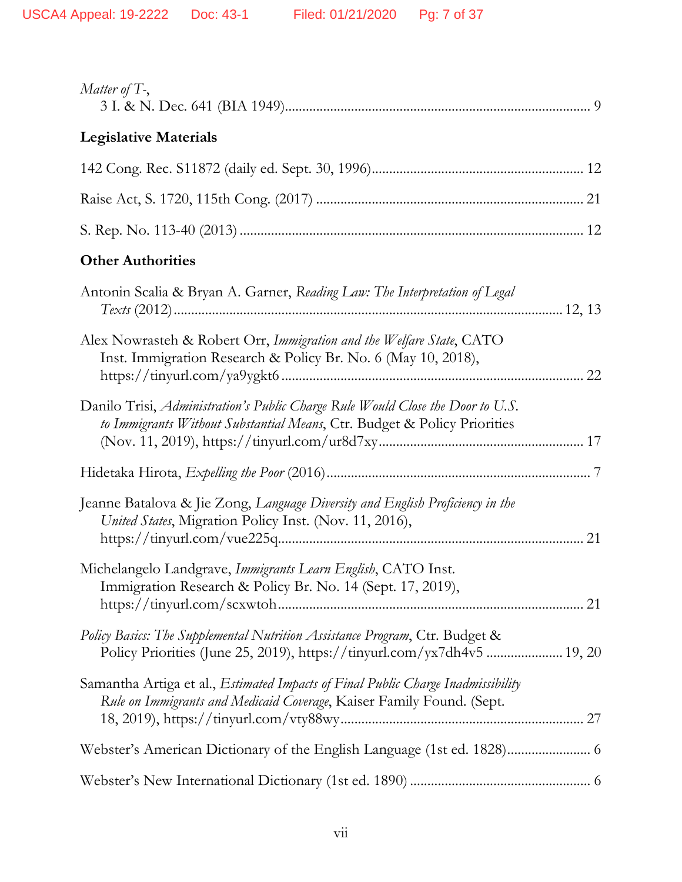*Matter of T-*,
3 I. & N. Dec. 641 (BIA 1949)........................................................................................ 9

**Legislative Materials**

142 Cong. Rec. S11872 (daily ed. Sept. 30, 1996)............................................................ 12

Raise Act, S. 1720, 115th Cong. (2017) ........................................................................... 21

S. Rep. No. 113-40 (2013) ................................................................................................. 12

**Other Authorities**

Antonin Scalia & Bryan A. Garner, *Reading Law: The Interpretation of Legal Texts* (2012)..................................................................................................................12, 13

Alex Nowrasteh & Robert Orr, *Immigration and the Welfare State*, CATO Inst. Immigration Research & Policy Br. No. 6 (May 10, 2018), https://tinyurl.com/ya9ygkt6 ...................................................................................... 22

Danilo Trisi, *Administration's Public Charge Rule Would Close the Door to U.S. to Immigrants Without Substantial Means*, Ctr. Budget & Policy Priorities (Nov. 11, 2019), https://tinyurl.com/ur8d7xy........................................................... 17

Hidetaka Hirota, *Expelling the Poor* (2016)........................................................................... 7

Jeanne Batalova & Jie Zong, *Language Diversity and English Proficiency in the United States*, Migration Policy Inst. (Nov. 11, 2016), https://tinyurl.com/vue225q...................................................................................... 21

Michelangelo Landgrave, *Immigrants Learn English*, CATO Inst. Immigration Research & Policy Br. No. 14 (Sept. 17, 2019), https://tinyurl.com/scxwtoh...................................................................................... 21

*Policy Basics: The Supplemental Nutrition Assistance Program*, Ctr. Budget & Policy Priorities (June 25, 2019), https://tinyurl.com/yx7dh4v5 ..................... 19, 20

Samantha Artiga et al., *Estimated Impacts of Final Public Charge Inadmissibility Rule on Immigrants and Medicaid Coverage*, Kaiser Family Found. (Sept. 18, 2019), https://tinyurl.com/vty88wy..................................................................... 27

Webster's American Dictionary of the English Language (1st ed. 1828)........................ 6

Webster's New International Dictionary (1st ed. 1890) .................................................. 6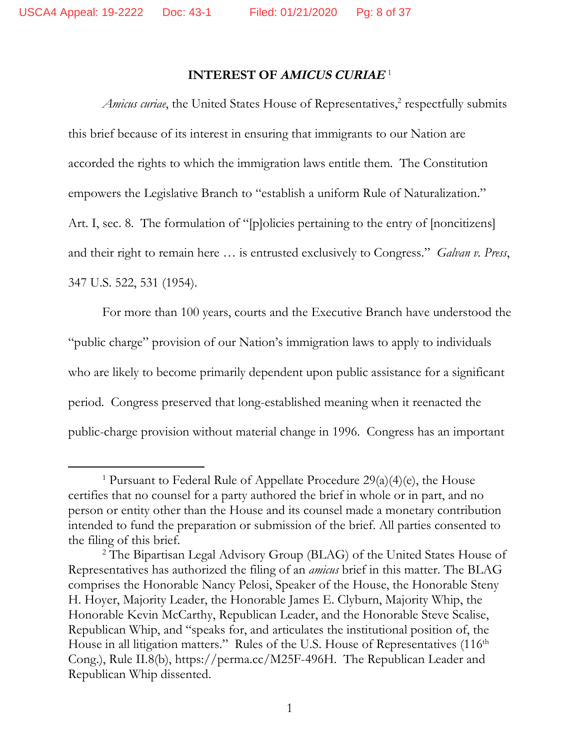## INTEREST OF *AMICUS CURIAE* [1]

*Amicus curiae*, the United States House of Representatives,[2] respectfully submits this brief because of its interest in ensuring that immigrants to our Nation are accorded the rights to which the immigration laws entitle them. The Constitution empowers the Legislative Branch to "establish a uniform Rule of Naturalization." Art. I, sec. 8. The formulation of "[p]olicies pertaining to the entry of [noncitizens] and their right to remain here … is entrusted exclusively to Congress." *Galvan v. Press*, 347 U.S. 522, 531 (1954).

For more than 100 years, courts and the Executive Branch have understood the "public charge" provision of our Nation's immigration laws to apply to individuals who are likely to become primarily dependent upon public assistance for a significant period. Congress preserved that long-established meaning when it reenacted the public-charge provision without material change in 1996. Congress has an important

---

[1] Pursuant to Federal Rule of Appellate Procedure 29(a)(4)(e), the House certifies that no counsel for a party authored the brief in whole or in part, and no person or entity other than the House and its counsel made a monetary contribution intended to fund the preparation or submission of the brief. All parties consented to the filing of this brief.

[2] The Bipartisan Legal Advisory Group (BLAG) of the United States House of Representatives has authorized the filing of an *amicus* brief in this matter. The BLAG comprises the Honorable Nancy Pelosi, Speaker of the House, the Honorable Steny H. Hoyer, Majority Leader, the Honorable James E. Clyburn, Majority Whip, the Honorable Kevin McCarthy, Republican Leader, and the Honorable Steve Scalise, Republican Whip, and "speaks for, and articulates the institutional position of, the House in all litigation matters." Rules of the U.S. House of Representatives (116th Cong.), Rule II.8(b), https://perma.cc/M25F-496H. The Republican Leader and Republican Whip dissented.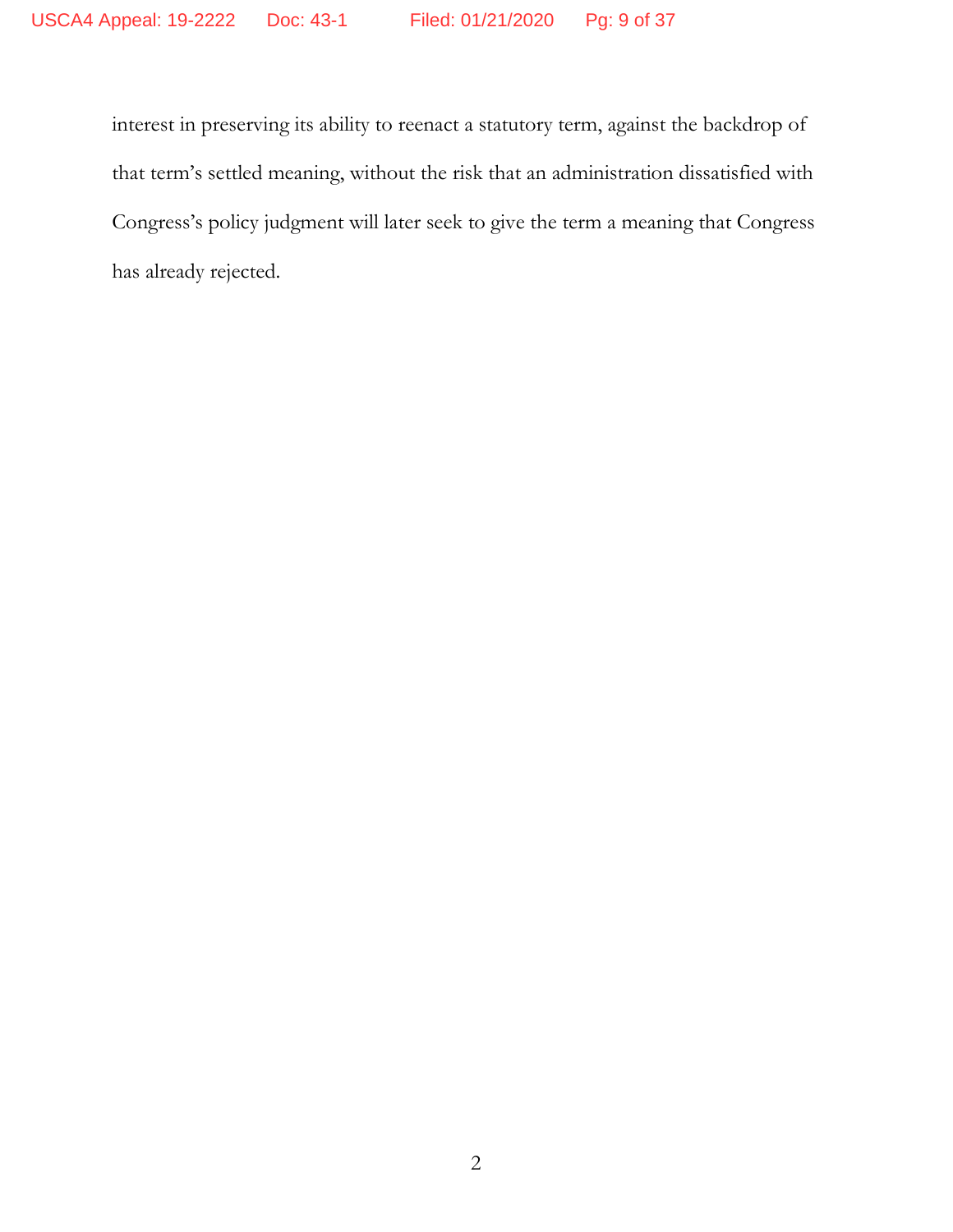interest in preserving its ability to reenact a statutory term, against the backdrop of that term's settled meaning, without the risk that an administration dissatisfied with Congress's policy judgment will later seek to give the term a meaning that Congress has already rejected.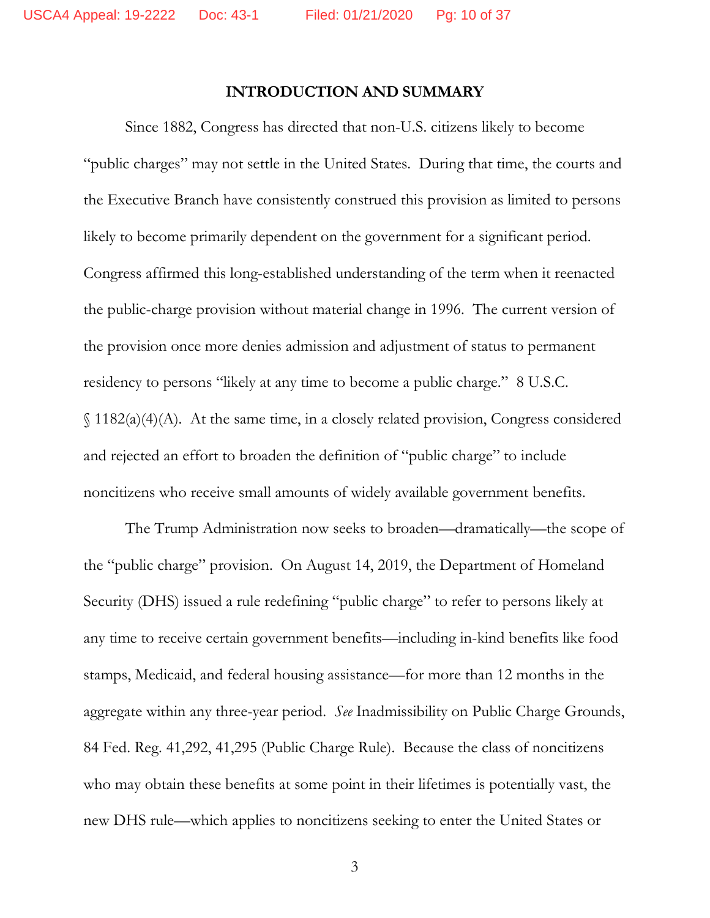## INTRODUCTION AND SUMMARY

Since 1882, Congress has directed that non-U.S. citizens likely to become "public charges" may not settle in the United States. During that time, the courts and the Executive Branch have consistently construed this provision as limited to persons likely to become primarily dependent on the government for a significant period. Congress affirmed this long-established understanding of the term when it reenacted the public-charge provision without material change in 1996. The current version of the provision once more denies admission and adjustment of status to permanent residency to persons "likely at any time to become a public charge." 8 U.S.C. § 1182(a)(4)(A). At the same time, in a closely related provision, Congress considered and rejected an effort to broaden the definition of "public charge" to include noncitizens who receive small amounts of widely available government benefits.

The Trump Administration now seeks to broaden—dramatically—the scope of the "public charge" provision. On August 14, 2019, the Department of Homeland Security (DHS) issued a rule redefining "public charge" to refer to persons likely at any time to receive certain government benefits—including in-kind benefits like food stamps, Medicaid, and federal housing assistance—for more than 12 months in the aggregate within any three-year period. *See* Inadmissibility on Public Charge Grounds, 84 Fed. Reg. 41,292, 41,295 (Public Charge Rule). Because the class of noncitizens who may obtain these benefits at some point in their lifetimes is potentially vast, the new DHS rule—which applies to noncitizens seeking to enter the United States or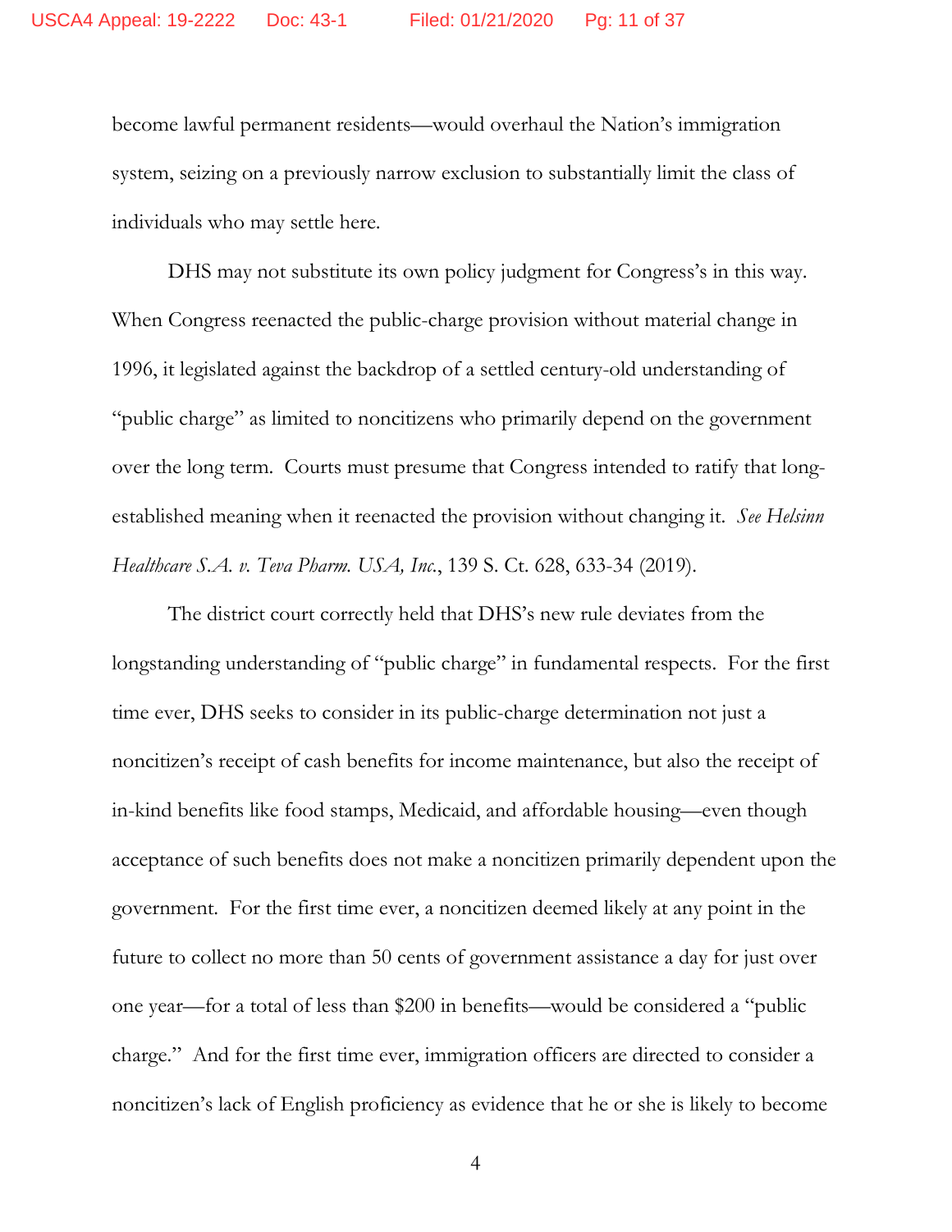become lawful permanent residents—would overhaul the Nation's immigration system, seizing on a previously narrow exclusion to substantially limit the class of individuals who may settle here.

DHS may not substitute its own policy judgment for Congress's in this way. When Congress reenacted the public-charge provision without material change in 1996, it legislated against the backdrop of a settled century-old understanding of "public charge" as limited to noncitizens who primarily depend on the government over the long term. Courts must presume that Congress intended to ratify that long-established meaning when it reenacted the provision without changing it. *See Helsinn Healthcare S.A. v. Teva Pharm. USA, Inc.*, 139 S. Ct. 628, 633-34 (2019).

The district court correctly held that DHS's new rule deviates from the longstanding understanding of "public charge" in fundamental respects. For the first time ever, DHS seeks to consider in its public-charge determination not just a noncitizen's receipt of cash benefits for income maintenance, but also the receipt of in-kind benefits like food stamps, Medicaid, and affordable housing—even though acceptance of such benefits does not make a noncitizen primarily dependent upon the government. For the first time ever, a noncitizen deemed likely at any point in the future to collect no more than 50 cents of government assistance a day for just over one year—for a total of less than $200 in benefits—would be considered a "public charge." And for the first time ever, immigration officers are directed to consider a noncitizen's lack of English proficiency as evidence that he or she is likely to become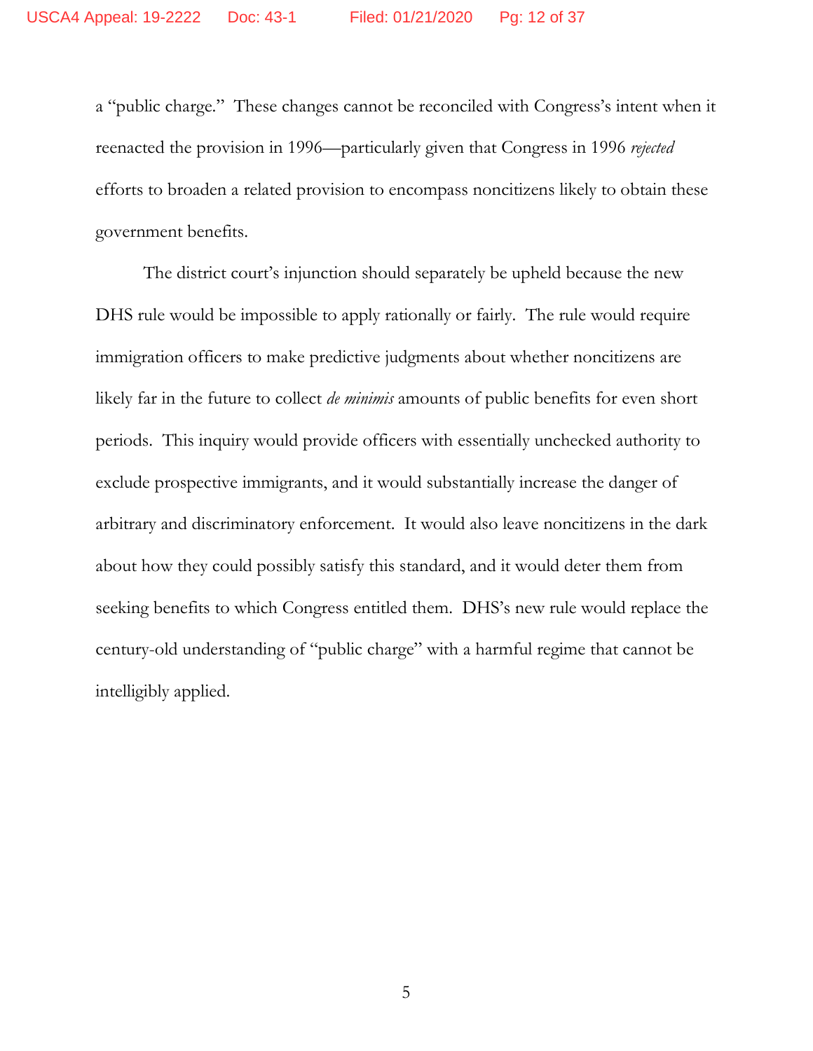a "public charge." These changes cannot be reconciled with Congress's intent when it reenacted the provision in 1996—particularly given that Congress in 1996 *rejected* efforts to broaden a related provision to encompass noncitizens likely to obtain these government benefits.

The district court's injunction should separately be upheld because the new DHS rule would be impossible to apply rationally or fairly. The rule would require immigration officers to make predictive judgments about whether noncitizens are likely far in the future to collect *de minimis* amounts of public benefits for even short periods. This inquiry would provide officers with essentially unchecked authority to exclude prospective immigrants, and it would substantially increase the danger of arbitrary and discriminatory enforcement. It would also leave noncitizens in the dark about how they could possibly satisfy this standard, and it would deter them from seeking benefits to which Congress entitled them. DHS's new rule would replace the century-old understanding of "public charge" with a harmful regime that cannot be intelligibly applied.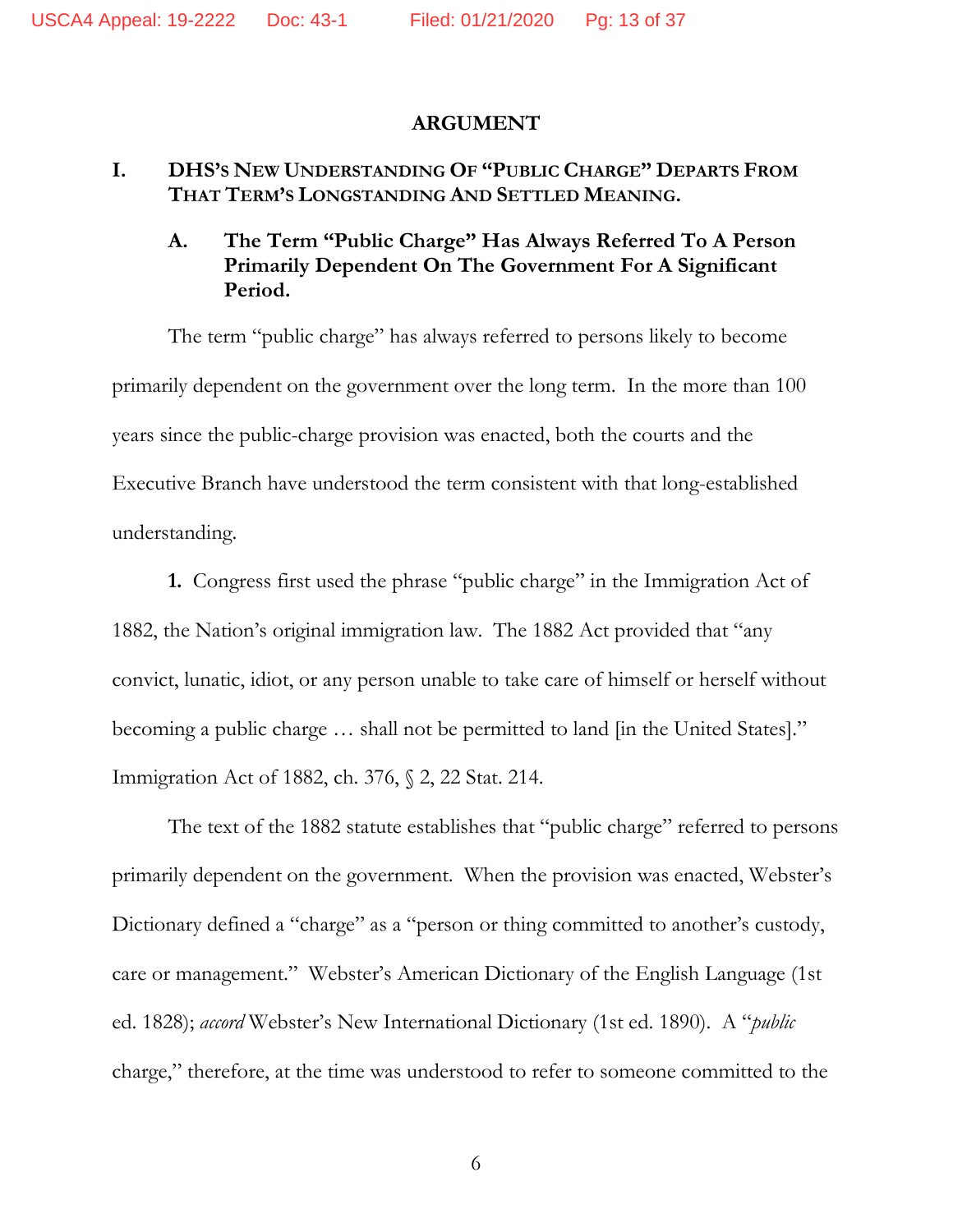# ARGUMENT

## I. DHS'S NEW UNDERSTANDING OF "PUBLIC CHARGE" DEPARTS FROM THAT TERM'S LONGSTANDING AND SETTLED MEANING.

### A. The Term "Public Charge" Has Always Referred To A Person Primarily Dependent On The Government For A Significant Period.

The term "public charge" has always referred to persons likely to become primarily dependent on the government over the long term. In the more than 100 years since the public-charge provision was enacted, both the courts and the Executive Branch have understood the term consistent with that long-established understanding.

**1.** Congress first used the phrase "public charge" in the Immigration Act of 1882, the Nation's original immigration law. The 1882 Act provided that "any convict, lunatic, idiot, or any person unable to take care of himself or herself without becoming a public charge … shall not be permitted to land [in the United States]." Immigration Act of 1882, ch. 376, § 2, 22 Stat. 214.

The text of the 1882 statute establishes that "public charge" referred to persons primarily dependent on the government. When the provision was enacted, Webster's Dictionary defined a "charge" as a "person or thing committed to another's custody, care or management." Webster's American Dictionary of the English Language (1st ed. 1828); *accord* Webster's New International Dictionary (1st ed. 1890). A "*public* charge," therefore, at the time was understood to refer to someone committed to the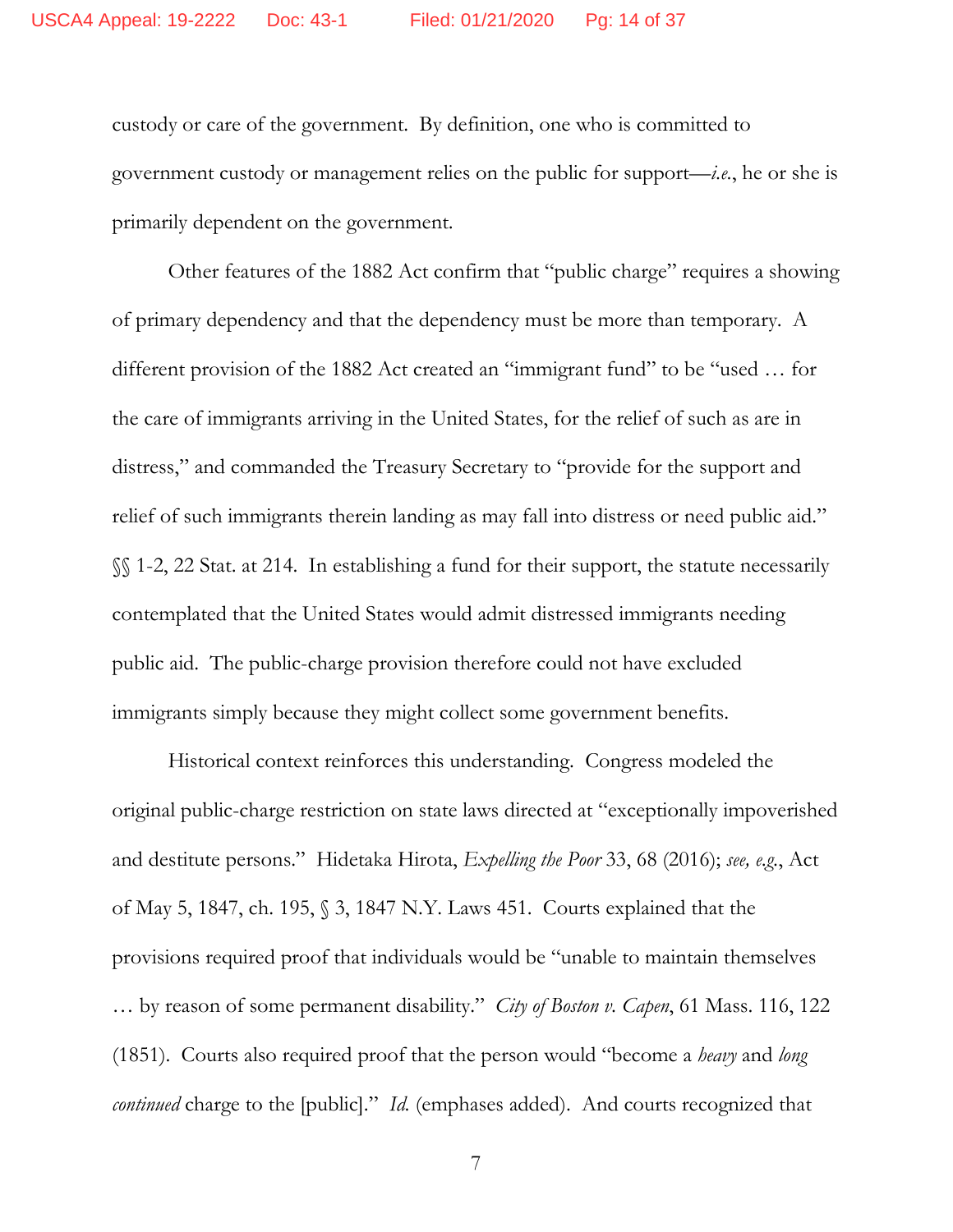custody or care of the government. By definition, one who is committed to government custody or management relies on the public for support—*i.e.*, he or she is primarily dependent on the government.

Other features of the 1882 Act confirm that "public charge" requires a showing of primary dependency and that the dependency must be more than temporary. A different provision of the 1882 Act created an "immigrant fund" to be "used … for the care of immigrants arriving in the United States, for the relief of such as are in distress," and commanded the Treasury Secretary to "provide for the support and relief of such immigrants therein landing as may fall into distress or need public aid." §§ 1-2, 22 Stat. at 214. In establishing a fund for their support, the statute necessarily contemplated that the United States would admit distressed immigrants needing public aid. The public-charge provision therefore could not have excluded immigrants simply because they might collect some government benefits.

Historical context reinforces this understanding. Congress modeled the original public-charge restriction on state laws directed at "exceptionally impoverished and destitute persons." Hidetaka Hirota, *Expelling the Poor* 33, 68 (2016); *see, e.g.*, Act of May 5, 1847, ch. 195, § 3, 1847 N.Y. Laws 451. Courts explained that the provisions required proof that individuals would be "unable to maintain themselves … by reason of some permanent disability." *City of Boston v. Capen*, 61 Mass. 116, 122 (1851). Courts also required proof that the person would "become a *heavy* and *long continued* charge to the [public]." *Id.* (emphases added). And courts recognized that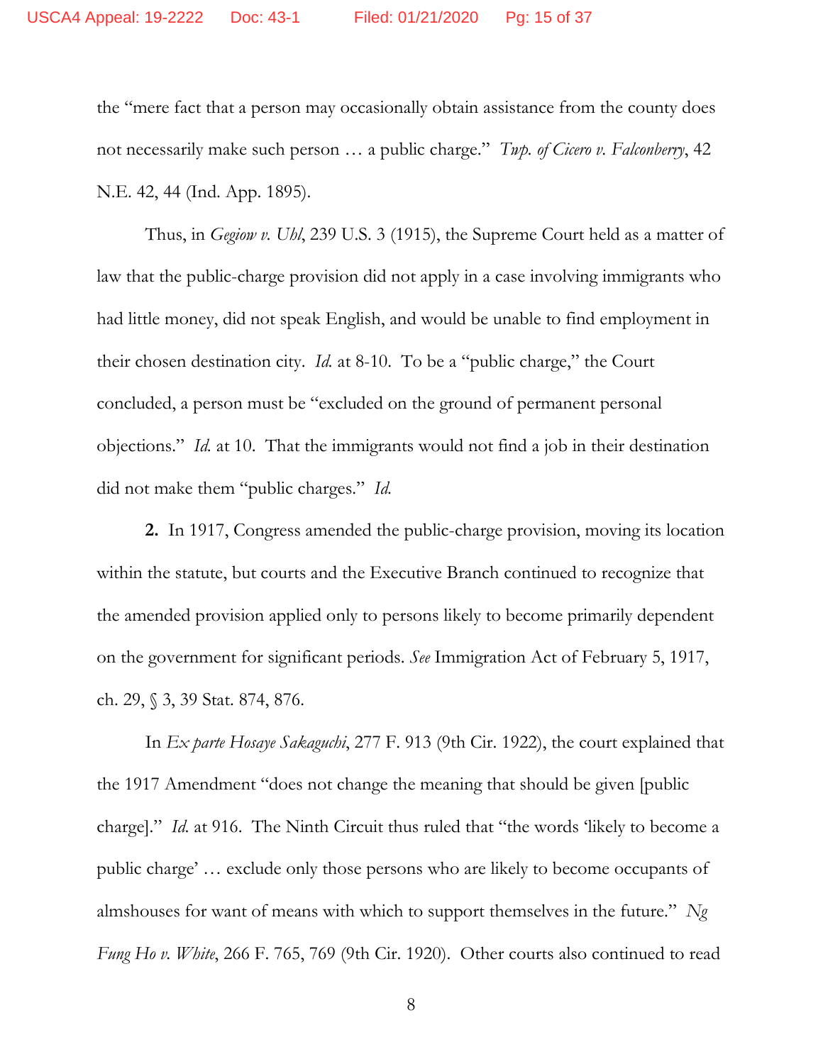the "mere fact that a person may occasionally obtain assistance from the county does not necessarily make such person … a public charge." *Twp. of Cicero v. Falconberry*, 42 N.E. 42, 44 (Ind. App. 1895).

Thus, in *Gegiow v. Uhl*, 239 U.S. 3 (1915), the Supreme Court held as a matter of law that the public-charge provision did not apply in a case involving immigrants who had little money, did not speak English, and would be unable to find employment in their chosen destination city. *Id.* at 8-10. To be a "public charge," the Court concluded, a person must be "excluded on the ground of permanent personal objections." *Id.* at 10. That the immigrants would not find a job in their destination did not make them "public charges." *Id.*

**2.** In 1917, Congress amended the public-charge provision, moving its location within the statute, but courts and the Executive Branch continued to recognize that the amended provision applied only to persons likely to become primarily dependent on the government for significant periods. *See* Immigration Act of February 5, 1917, ch. 29, § 3, 39 Stat. 874, 876.

In *Ex parte Hosaye Sakaguchi*, 277 F. 913 (9th Cir. 1922), the court explained that the 1917 Amendment "does not change the meaning that should be given [public charge]." *Id.* at 916. The Ninth Circuit thus ruled that "the words 'likely to become a public charge' … exclude only those persons who are likely to become occupants of almshouses for want of means with which to support themselves in the future." *Ng Fung Ho v. White*, 266 F. 765, 769 (9th Cir. 1920). Other courts also continued to read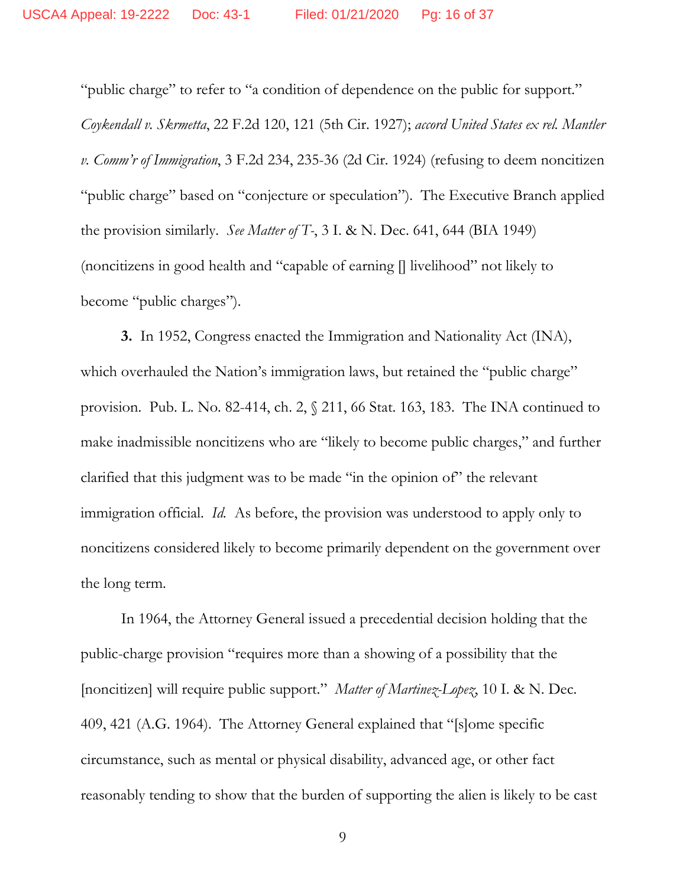"public charge" to refer to "a condition of dependence on the public for support." *Coykendall v. Skrmetta*, 22 F.2d 120, 121 (5th Cir. 1927); *accord United States ex rel. Mantler v. Comm'r of Immigration*, 3 F.2d 234, 235-36 (2d Cir. 1924) (refusing to deem noncitizen "public charge" based on "conjecture or speculation"). The Executive Branch applied the provision similarly. *See Matter of T-*, 3 I. & N. Dec. 641, 644 (BIA 1949) (noncitizens in good health and "capable of earning [] livelihood" not likely to become "public charges").

**3.** In 1952, Congress enacted the Immigration and Nationality Act (INA), which overhauled the Nation's immigration laws, but retained the "public charge" provision. Pub. L. No. 82-414, ch. 2, § 211, 66 Stat. 163, 183. The INA continued to make inadmissible noncitizens who are "likely to become public charges," and further clarified that this judgment was to be made "in the opinion of" the relevant immigration official. *Id.* As before, the provision was understood to apply only to noncitizens considered likely to become primarily dependent on the government over the long term.

In 1964, the Attorney General issued a precedential decision holding that the public-charge provision "requires more than a showing of a possibility that the [noncitizen] will require public support." *Matter of Martinez-Lopez*, 10 I. & N. Dec. 409, 421 (A.G. 1964). The Attorney General explained that "[s]ome specific circumstance, such as mental or physical disability, advanced age, or other fact reasonably tending to show that the burden of supporting the alien is likely to be cast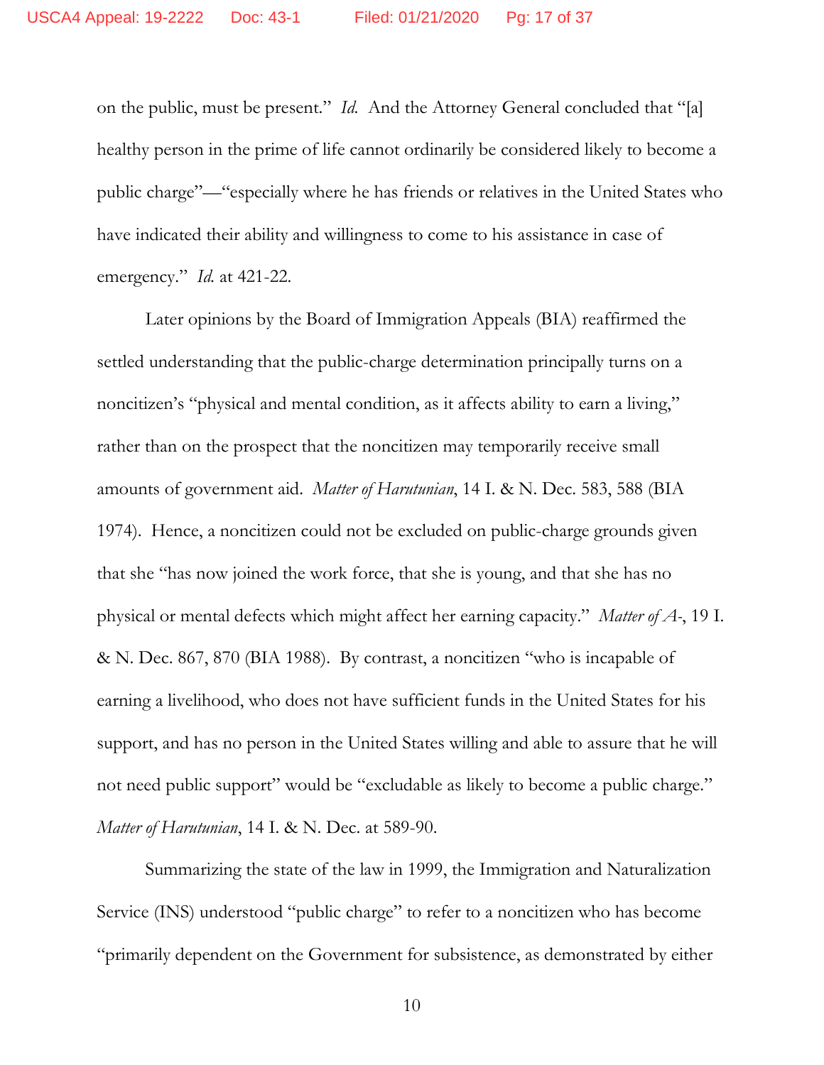on the public, must be present." *Id.* And the Attorney General concluded that "[a] healthy person in the prime of life cannot ordinarily be considered likely to become a public charge"—"especially where he has friends or relatives in the United States who have indicated their ability and willingness to come to his assistance in case of emergency." *Id.* at 421-22.

Later opinions by the Board of Immigration Appeals (BIA) reaffirmed the settled understanding that the public-charge determination principally turns on a noncitizen's "physical and mental condition, as it affects ability to earn a living," rather than on the prospect that the noncitizen may temporarily receive small amounts of government aid. *Matter of Harutunian*, 14 I. & N. Dec. 583, 588 (BIA 1974). Hence, a noncitizen could not be excluded on public-charge grounds given that she "has now joined the work force, that she is young, and that she has no physical or mental defects which might affect her earning capacity." *Matter of A-*, 19 I. & N. Dec. 867, 870 (BIA 1988). By contrast, a noncitizen "who is incapable of earning a livelihood, who does not have sufficient funds in the United States for his support, and has no person in the United States willing and able to assure that he will not need public support" would be "excludable as likely to become a public charge." *Matter of Harutunian*, 14 I. & N. Dec. at 589-90.

Summarizing the state of the law in 1999, the Immigration and Naturalization Service (INS) understood "public charge" to refer to a noncitizen who has become "primarily dependent on the Government for subsistence, as demonstrated by either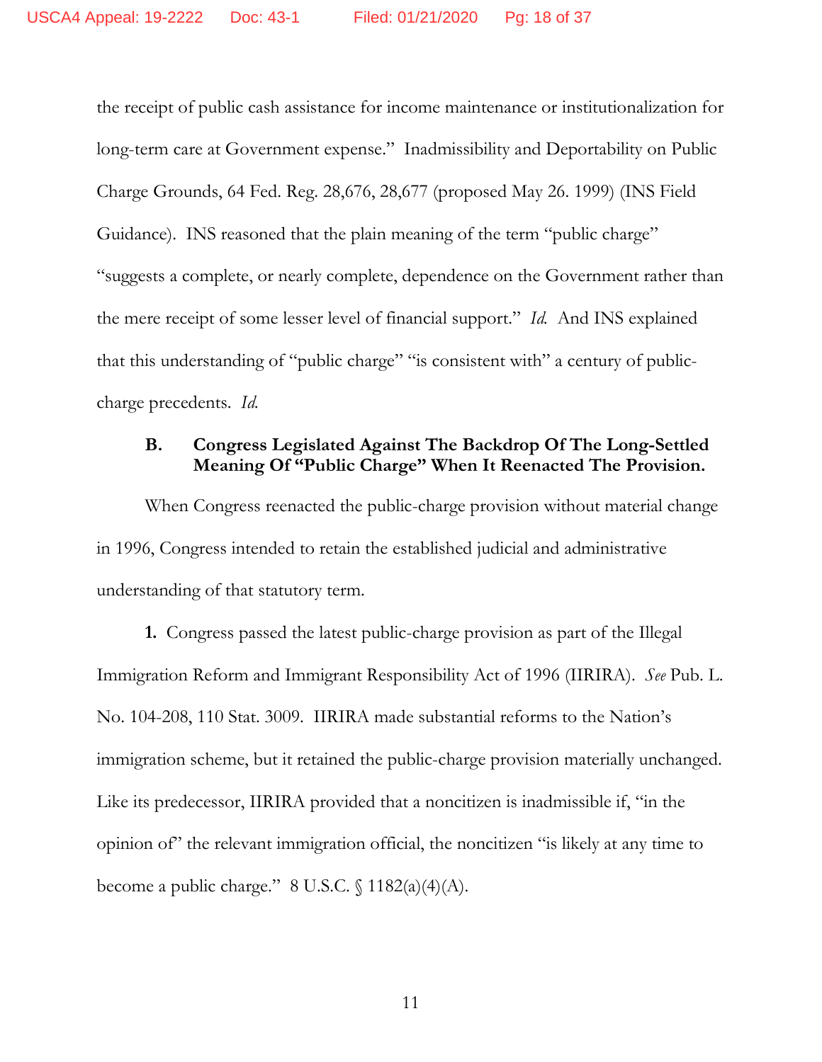the receipt of public cash assistance for income maintenance or institutionalization for long-term care at Government expense." Inadmissibility and Deportability on Public Charge Grounds, 64 Fed. Reg. 28,676, 28,677 (proposed May 26. 1999) (INS Field Guidance). INS reasoned that the plain meaning of the term "public charge" "suggests a complete, or nearly complete, dependence on the Government rather than the mere receipt of some lesser level of financial support." *Id.* And INS explained that this understanding of "public charge" "is consistent with" a century of public-charge precedents. *Id.*

### B. Congress Legislated Against The Backdrop Of The Long-Settled Meaning Of "Public Charge" When It Reenacted The Provision.

When Congress reenacted the public-charge provision without material change in 1996, Congress intended to retain the established judicial and administrative understanding of that statutory term.

**1.** Congress passed the latest public-charge provision as part of the Illegal Immigration Reform and Immigrant Responsibility Act of 1996 (IIRIRA). *See* Pub. L. No. 104-208, 110 Stat. 3009. IIRIRA made substantial reforms to the Nation's immigration scheme, but it retained the public-charge provision materially unchanged. Like its predecessor, IIRIRA provided that a noncitizen is inadmissible if, "in the opinion of" the relevant immigration official, the noncitizen "is likely at any time to become a public charge." 8 U.S.C. § 1182(a)(4)(A).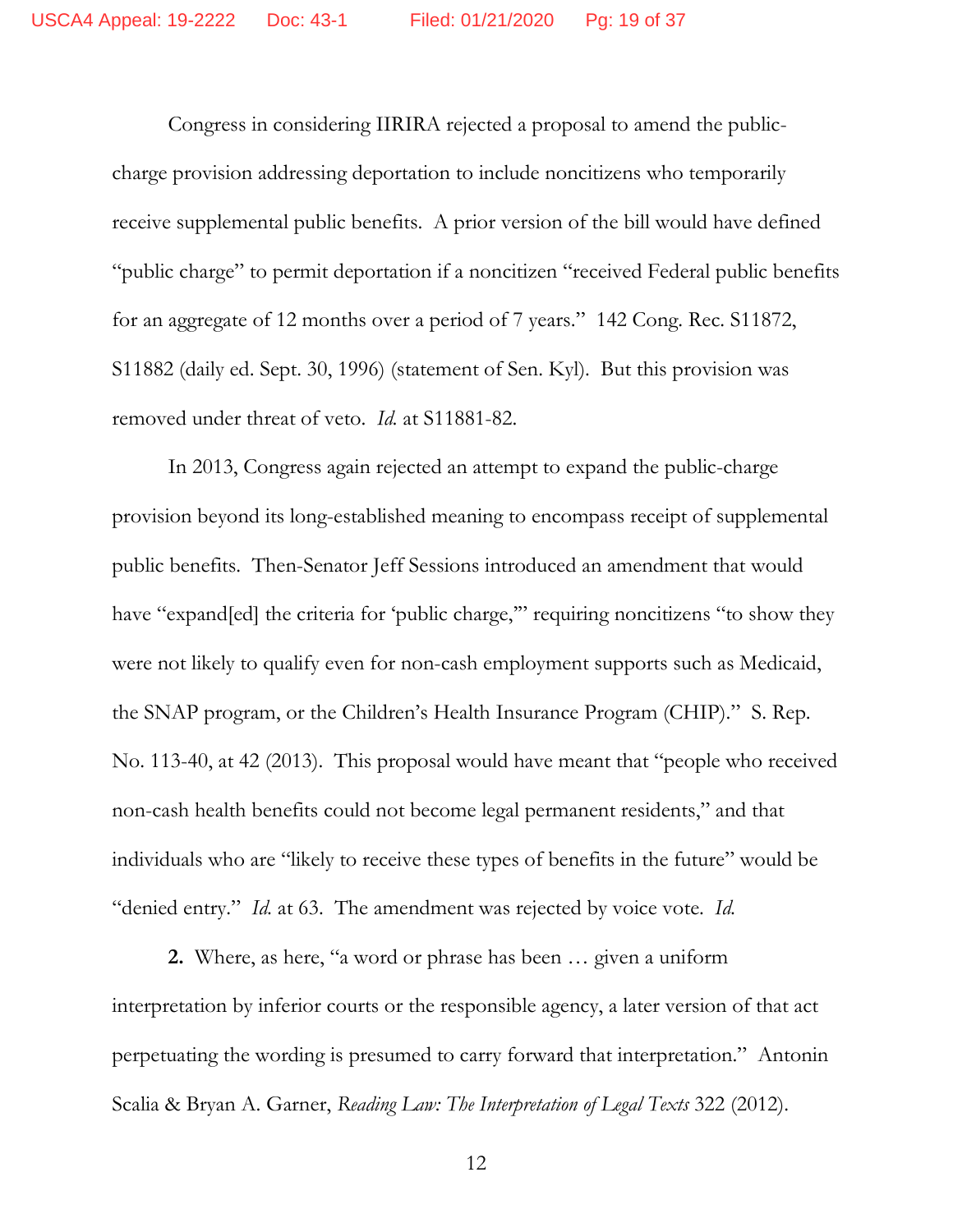Congress in considering IIRIRA rejected a proposal to amend the public-charge provision addressing deportation to include noncitizens who temporarily receive supplemental public benefits. A prior version of the bill would have defined "public charge" to permit deportation if a noncitizen "received Federal public benefits for an aggregate of 12 months over a period of 7 years." 142 Cong. Rec. S11872, S11882 (daily ed. Sept. 30, 1996) (statement of Sen. Kyl). But this provision was removed under threat of veto. *Id.* at S11881-82.

In 2013, Congress again rejected an attempt to expand the public-charge provision beyond its long-established meaning to encompass receipt of supplemental public benefits. Then-Senator Jeff Sessions introduced an amendment that would have "expand[ed] the criteria for 'public charge,'" requiring noncitizens "to show they were not likely to qualify even for non-cash employment supports such as Medicaid, the SNAP program, or the Children's Health Insurance Program (CHIP)." S. Rep. No. 113-40, at 42 (2013). This proposal would have meant that "people who received non-cash health benefits could not become legal permanent residents," and that individuals who are "likely to receive these types of benefits in the future" would be "denied entry." *Id.* at 63. The amendment was rejected by voice vote. *Id.*

**2.** Where, as here, "a word or phrase has been … given a uniform interpretation by inferior courts or the responsible agency, a later version of that act perpetuating the wording is presumed to carry forward that interpretation." Antonin Scalia & Bryan A. Garner, *Reading Law: The Interpretation of Legal Texts* 322 (2012).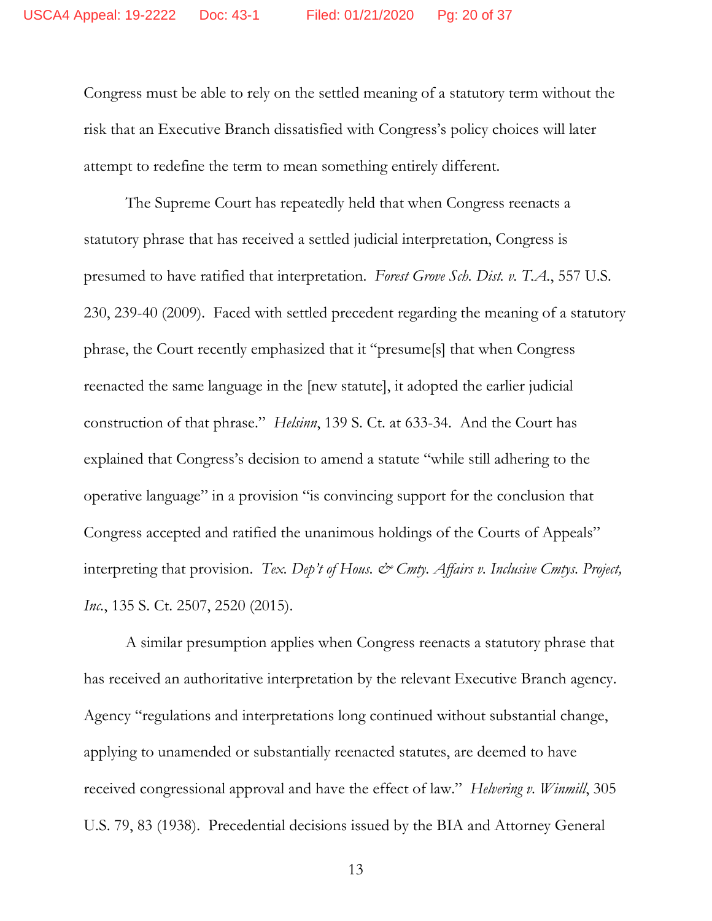Congress must be able to rely on the settled meaning of a statutory term without the risk that an Executive Branch dissatisfied with Congress's policy choices will later attempt to redefine the term to mean something entirely different.

The Supreme Court has repeatedly held that when Congress reenacts a statutory phrase that has received a settled judicial interpretation, Congress is presumed to have ratified that interpretation. *Forest Grove Sch. Dist. v. T.A.*, 557 U.S. 230, 239-40 (2009). Faced with settled precedent regarding the meaning of a statutory phrase, the Court recently emphasized that it "presume[s] that when Congress reenacted the same language in the [new statute], it adopted the earlier judicial construction of that phrase." *Helsinn*, 139 S. Ct. at 633-34. And the Court has explained that Congress's decision to amend a statute "while still adhering to the operative language" in a provision "is convincing support for the conclusion that Congress accepted and ratified the unanimous holdings of the Courts of Appeals" interpreting that provision. *Tex. Dep't of Hous. & Cmty. Affairs v. Inclusive Cmtys. Project, Inc.*, 135 S. Ct. 2507, 2520 (2015).

A similar presumption applies when Congress reenacts a statutory phrase that has received an authoritative interpretation by the relevant Executive Branch agency. Agency "regulations and interpretations long continued without substantial change, applying to unamended or substantially reenacted statutes, are deemed to have received congressional approval and have the effect of law." *Helvering v. Winmill*, 305 U.S. 79, 83 (1938). Precedential decisions issued by the BIA and Attorney General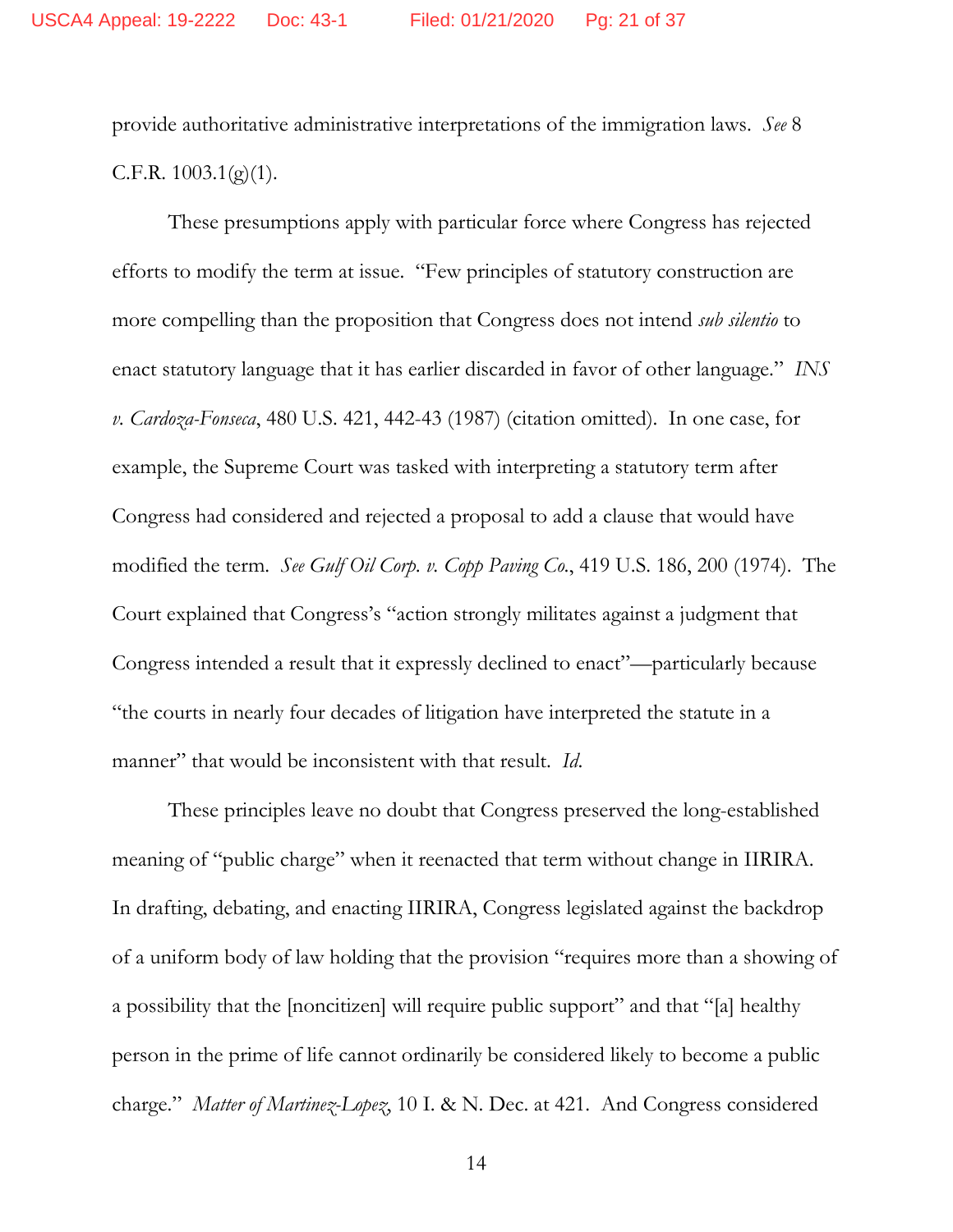provide authoritative administrative interpretations of the immigration laws. *See* 8 C.F.R. 1003.1(g)(1).

These presumptions apply with particular force where Congress has rejected efforts to modify the term at issue. "Few principles of statutory construction are more compelling than the proposition that Congress does not intend *sub silentio* to enact statutory language that it has earlier discarded in favor of other language." *INS v. Cardoza-Fonseca*, 480 U.S. 421, 442-43 (1987) (citation omitted). In one case, for example, the Supreme Court was tasked with interpreting a statutory term after Congress had considered and rejected a proposal to add a clause that would have modified the term. *See Gulf Oil Corp. v. Copp Paving Co.*, 419 U.S. 186, 200 (1974). The Court explained that Congress's "action strongly militates against a judgment that Congress intended a result that it expressly declined to enact"—particularly because "the courts in nearly four decades of litigation have interpreted the statute in a manner" that would be inconsistent with that result. *Id.*

These principles leave no doubt that Congress preserved the long-established meaning of "public charge" when it reenacted that term without change in IIRIRA. In drafting, debating, and enacting IIRIRA, Congress legislated against the backdrop of a uniform body of law holding that the provision "requires more than a showing of a possibility that the [noncitizen] will require public support" and that "[a] healthy person in the prime of life cannot ordinarily be considered likely to become a public charge." *Matter of Martinez-Lopez*, 10 I. & N. Dec. at 421. And Congress considered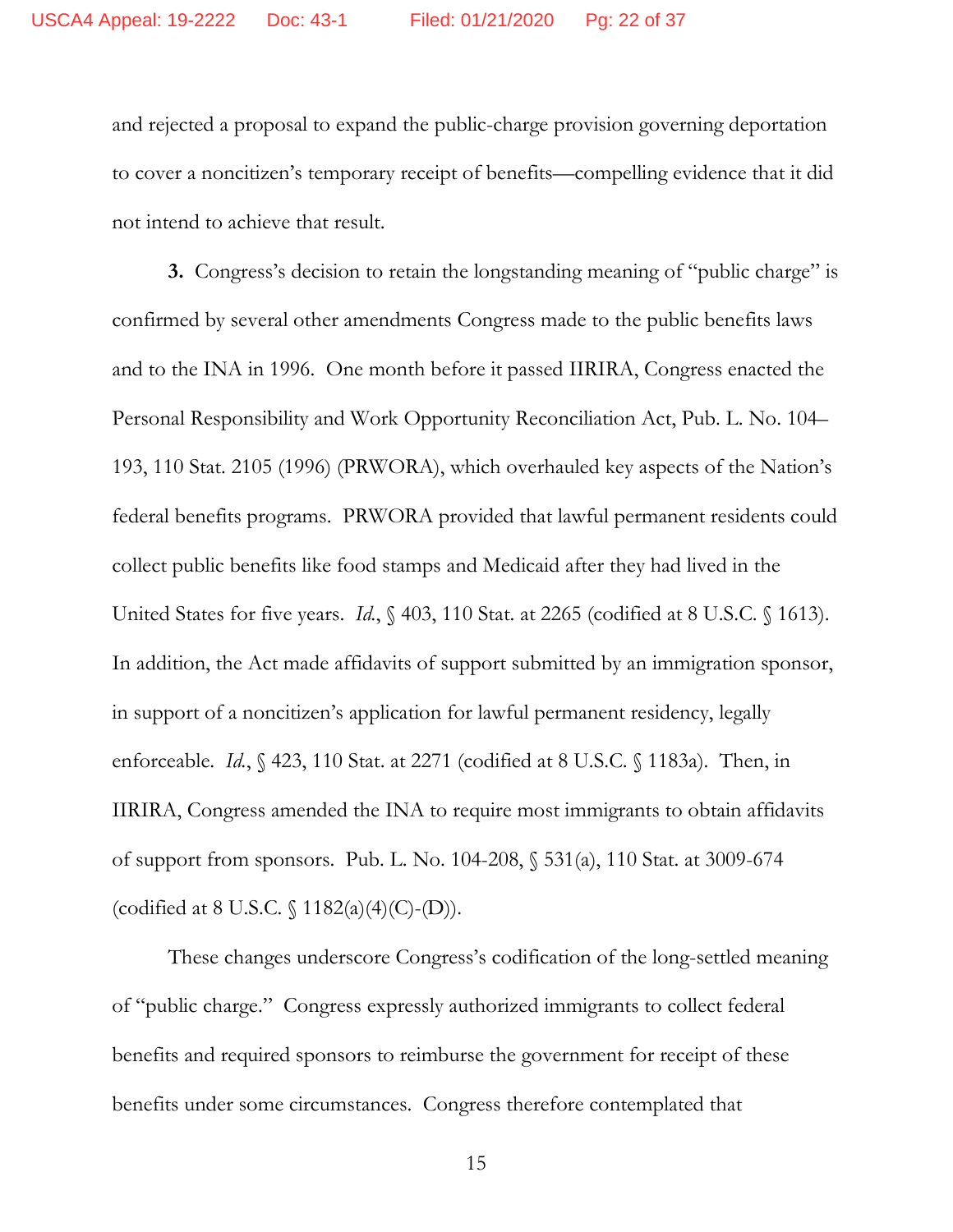and rejected a proposal to expand the public-charge provision governing deportation to cover a noncitizen's temporary receipt of benefits—compelling evidence that it did not intend to achieve that result.

**3.** Congress's decision to retain the longstanding meaning of "public charge" is confirmed by several other amendments Congress made to the public benefits laws and to the INA in 1996. One month before it passed IIRIRA, Congress enacted the Personal Responsibility and Work Opportunity Reconciliation Act, Pub. L. No. 104–193, 110 Stat. 2105 (1996) (PRWORA), which overhauled key aspects of the Nation's federal benefits programs. PRWORA provided that lawful permanent residents could collect public benefits like food stamps and Medicaid after they had lived in the United States for five years. *Id.*, § 403, 110 Stat. at 2265 (codified at 8 U.S.C. § 1613). In addition, the Act made affidavits of support submitted by an immigration sponsor, in support of a noncitizen's application for lawful permanent residency, legally enforceable. *Id.*, § 423, 110 Stat. at 2271 (codified at 8 U.S.C. § 1183a). Then, in IIRIRA, Congress amended the INA to require most immigrants to obtain affidavits of support from sponsors. Pub. L. No. 104-208, § 531(a), 110 Stat. at 3009-674 (codified at 8 U.S.C. § 1182(a)(4)(C)-(D)).

These changes underscore Congress's codification of the long-settled meaning of "public charge." Congress expressly authorized immigrants to collect federal benefits and required sponsors to reimburse the government for receipt of these benefits under some circumstances. Congress therefore contemplated that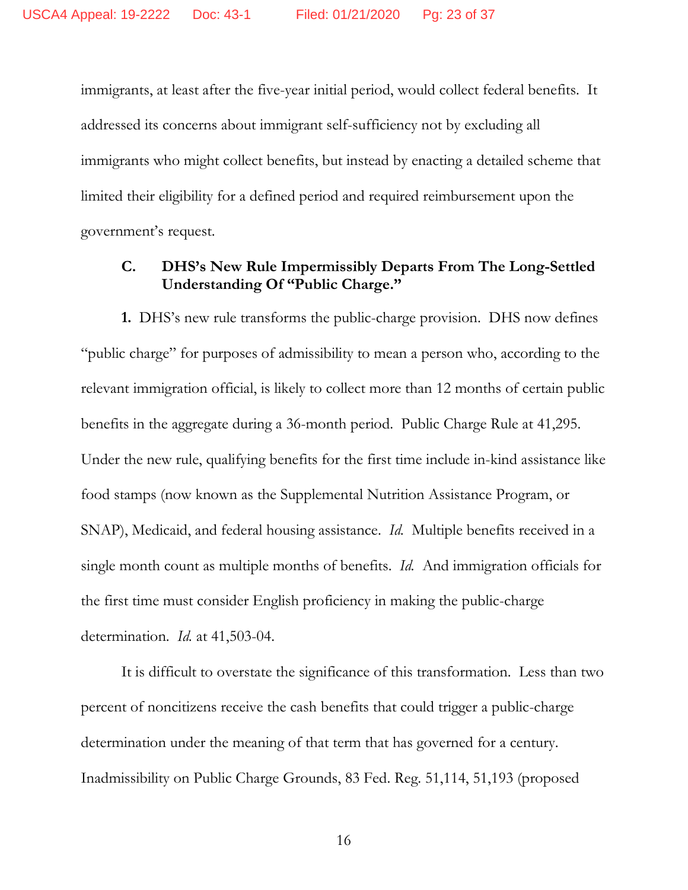immigrants, at least after the five-year initial period, would collect federal benefits. It addressed its concerns about immigrant self-sufficiency not by excluding all immigrants who might collect benefits, but instead by enacting a detailed scheme that limited their eligibility for a defined period and required reimbursement upon the government's request.

### C. DHS's New Rule Impermissibly Departs From The Long-Settled Understanding Of "Public Charge."

**1.** DHS's new rule transforms the public-charge provision. DHS now defines "public charge" for purposes of admissibility to mean a person who, according to the relevant immigration official, is likely to collect more than 12 months of certain public benefits in the aggregate during a 36-month period. Public Charge Rule at 41,295. Under the new rule, qualifying benefits for the first time include in-kind assistance like food stamps (now known as the Supplemental Nutrition Assistance Program, or SNAP), Medicaid, and federal housing assistance. *Id.* Multiple benefits received in a single month count as multiple months of benefits. *Id.* And immigration officials for the first time must consider English proficiency in making the public-charge determination. *Id.* at 41,503-04.

It is difficult to overstate the significance of this transformation. Less than two percent of noncitizens receive the cash benefits that could trigger a public-charge determination under the meaning of that term that has governed for a century. Inadmissibility on Public Charge Grounds, 83 Fed. Reg. 51,114, 51,193 (proposed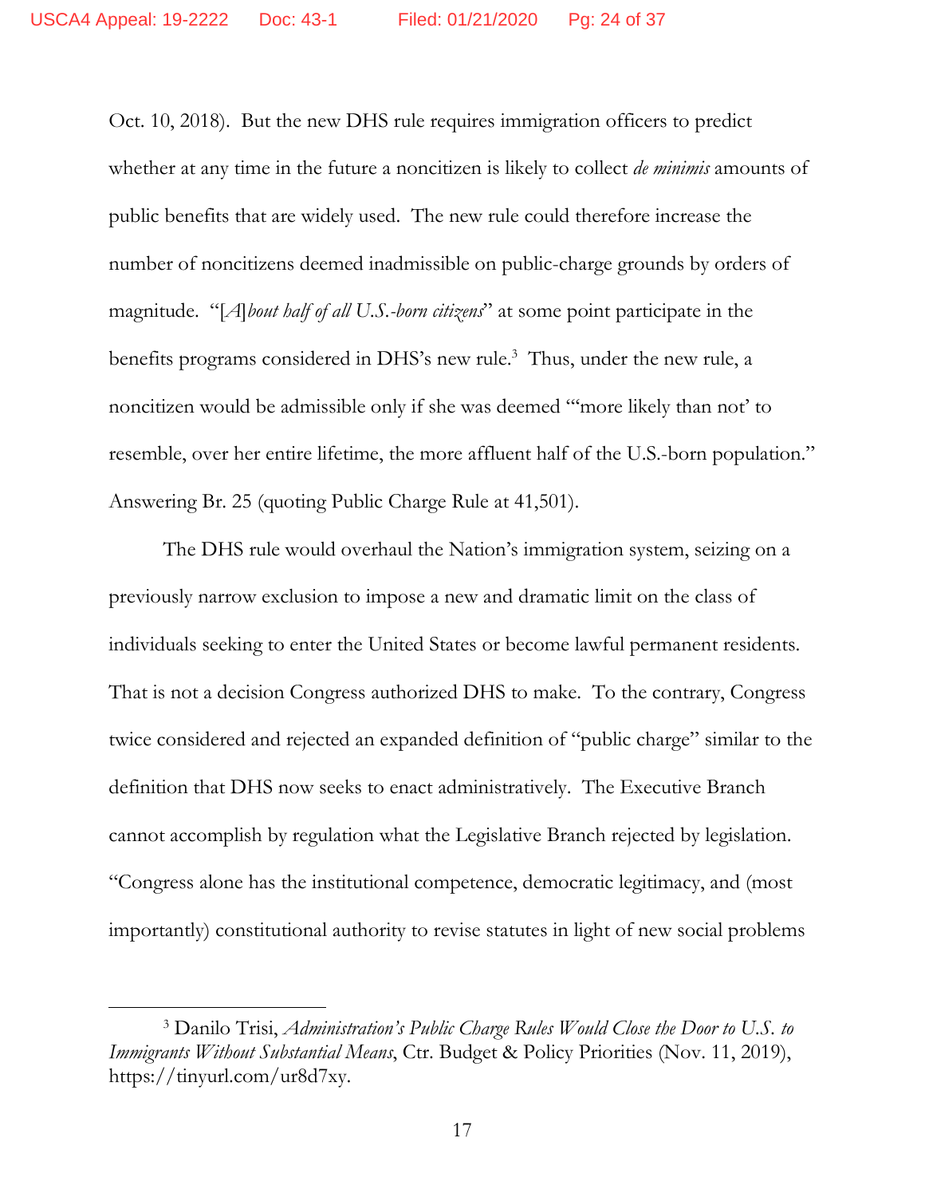Oct. 10, 2018). But the new DHS rule requires immigration officers to predict whether at any time in the future a noncitizen is likely to collect *de minimis* amounts of public benefits that are widely used. The new rule could therefore increase the number of noncitizens deemed inadmissible on public-charge grounds by orders of magnitude. "[*A*]*bout half of all U.S.-born citizens*" at some point participate in the benefits programs considered in DHS's new rule.[3] Thus, under the new rule, a noncitizen would be admissible only if she was deemed "'more likely than not' to resemble, over her entire lifetime, the more affluent half of the U.S.-born population." Answering Br. 25 (quoting Public Charge Rule at 41,501).

The DHS rule would overhaul the Nation's immigration system, seizing on a previously narrow exclusion to impose a new and dramatic limit on the class of individuals seeking to enter the United States or become lawful permanent residents. That is not a decision Congress authorized DHS to make. To the contrary, Congress twice considered and rejected an expanded definition of "public charge" similar to the definition that DHS now seeks to enact administratively. The Executive Branch cannot accomplish by regulation what the Legislative Branch rejected by legislation. "Congress alone has the institutional competence, democratic legitimacy, and (most importantly) constitutional authority to revise statutes in light of new social problems

---

[3] Danilo Trisi, *Administration's Public Charge Rules Would Close the Door to U.S. to Immigrants Without Substantial Means*, Ctr. Budget & Policy Priorities (Nov. 11, 2019), https://tinyurl.com/ur8d7xy.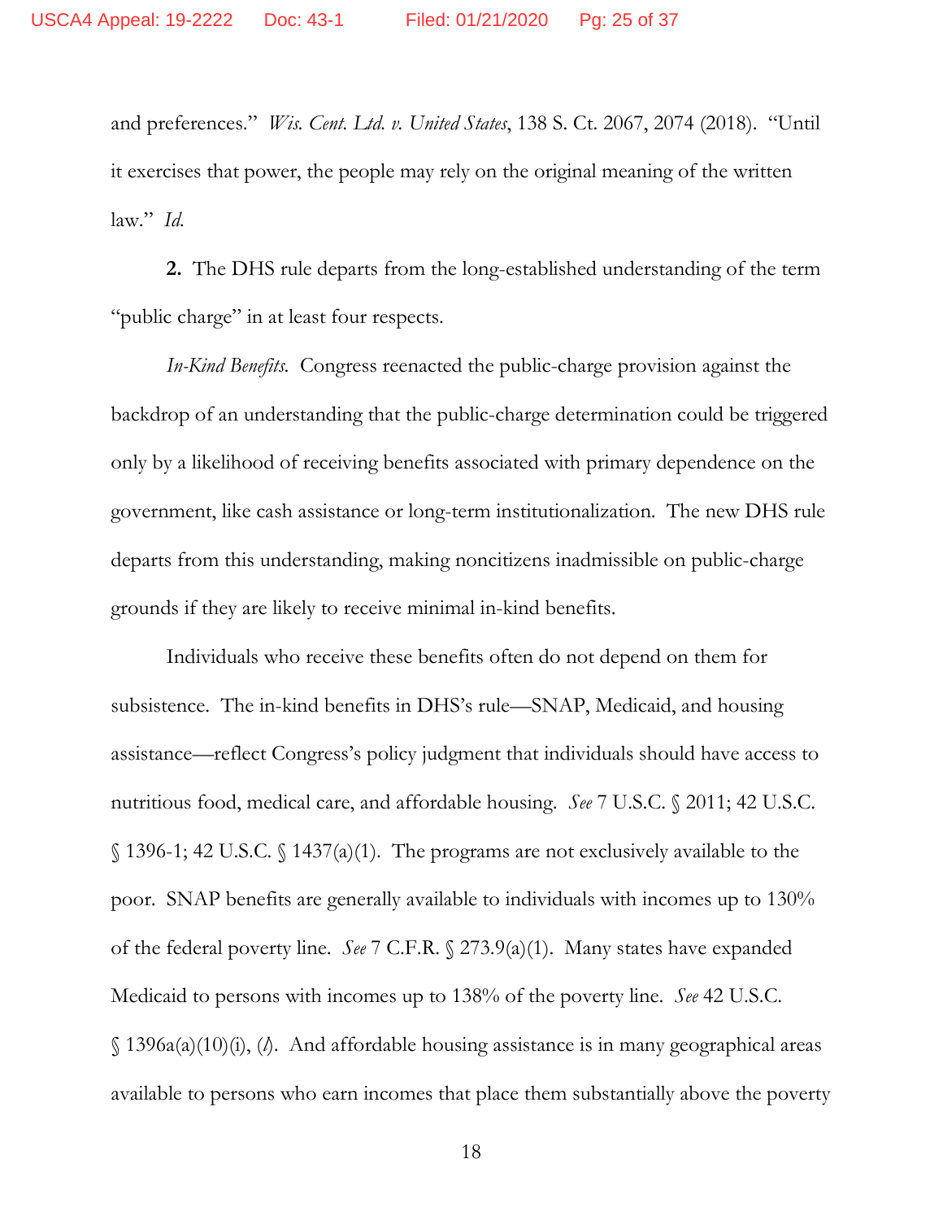and preferences." *Wis. Cent. Ltd. v. United States*, 138 S. Ct. 2067, 2074 (2018). "Until it exercises that power, the people may rely on the original meaning of the written law." *Id.*

**2.** The DHS rule departs from the long-established understanding of the term "public charge" in at least four respects.

*In-Kind Benefits.* Congress reenacted the public-charge provision against the backdrop of an understanding that the public-charge determination could be triggered only by a likelihood of receiving benefits associated with primary dependence on the government, like cash assistance or long-term institutionalization. The new DHS rule departs from this understanding, making noncitizens inadmissible on public-charge grounds if they are likely to receive minimal in-kind benefits.

Individuals who receive these benefits often do not depend on them for subsistence. The in-kind benefits in DHS's rule—SNAP, Medicaid, and housing assistance—reflect Congress's policy judgment that individuals should have access to nutritious food, medical care, and affordable housing. *See* 7 U.S.C. § 2011; 42 U.S.C. § 1396-1; 42 U.S.C. § 1437(a)(1). The programs are not exclusively available to the poor. SNAP benefits are generally available to individuals with incomes up to 130% of the federal poverty line. *See* 7 C.F.R. § 273.9(a)(1). Many states have expanded Medicaid to persons with incomes up to 138% of the poverty line. *See* 42 U.S.C. § 1396a(a)(10)(i), (*l*). And affordable housing assistance is in many geographical areas available to persons who earn incomes that place them substantially above the poverty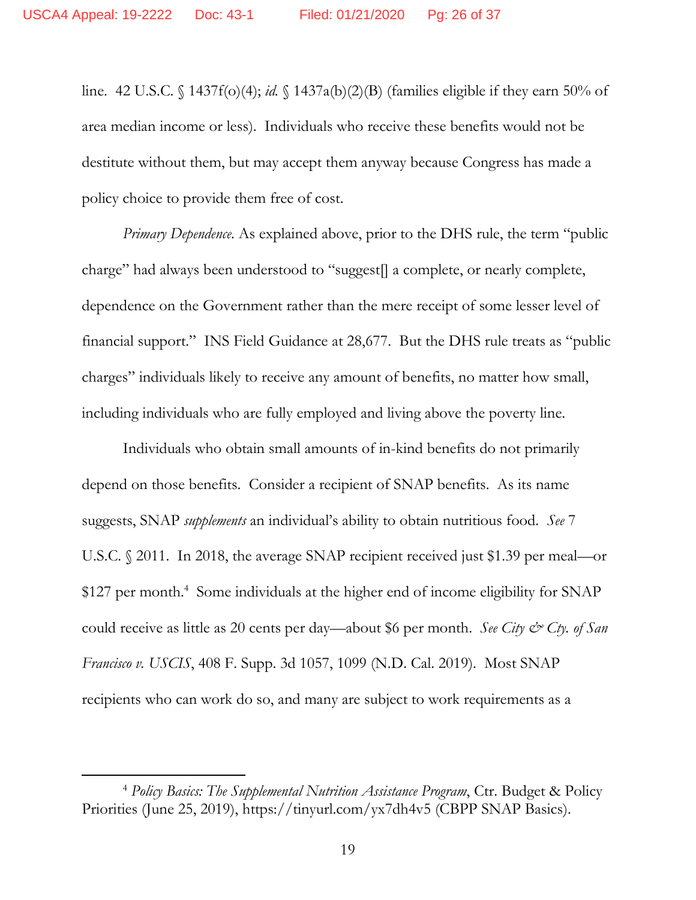line. 42 U.S.C. § 1437f(o)(4); *id.* § 1437a(b)(2)(B) (families eligible if they earn 50% of area median income or less). Individuals who receive these benefits would not be destitute without them, but may accept them anyway because Congress has made a policy choice to provide them free of cost.

*Primary Dependence*. As explained above, prior to the DHS rule, the term "public charge" had always been understood to "suggest[] a complete, or nearly complete, dependence on the Government rather than the mere receipt of some lesser level of financial support." INS Field Guidance at 28,677. But the DHS rule treats as "public charges" individuals likely to receive any amount of benefits, no matter how small, including individuals who are fully employed and living above the poverty line.

Individuals who obtain small amounts of in-kind benefits do not primarily depend on those benefits. Consider a recipient of SNAP benefits. As its name suggests, SNAP *supplements* an individual's ability to obtain nutritious food. *See* 7 U.S.C. § 2011. In 2018, the average SNAP recipient received just $1.39 per meal—or $127 per month.[4] Some individuals at the higher end of income eligibility for SNAP could receive as little as 20 cents per day—about $6 per month. *See City & Cty. of San Francisco v. USCIS*, 408 F. Supp. 3d 1057, 1099 (N.D. Cal. 2019). Most SNAP recipients who can work do so, and many are subject to work requirements as a

---

[4] *Policy Basics: The Supplemental Nutrition Assistance Program*, Ctr. Budget & Policy Priorities (June 25, 2019), https://tinyurl.com/yx7dh4v5 (CBPP SNAP Basics).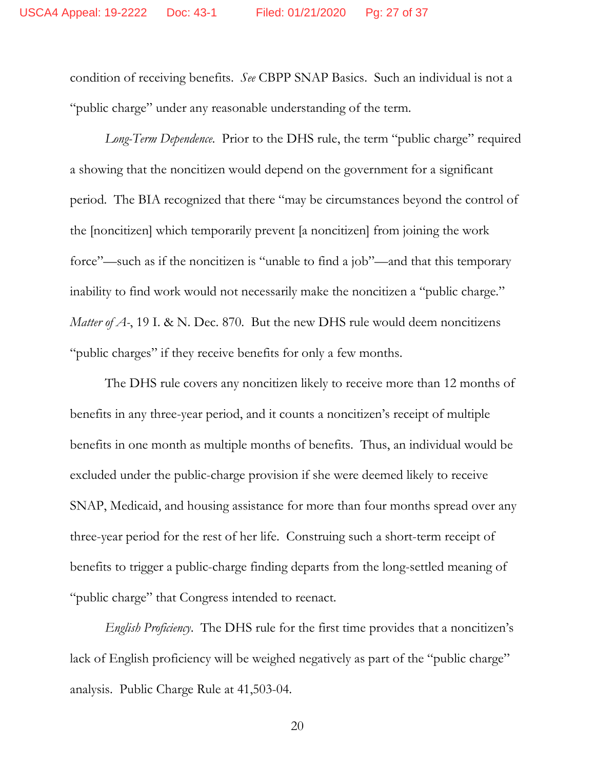condition of receiving benefits. *See* CBPP SNAP Basics. Such an individual is not a "public charge" under any reasonable understanding of the term.

*Long-Term Dependence*. Prior to the DHS rule, the term "public charge" required a showing that the noncitizen would depend on the government for a significant period. The BIA recognized that there "may be circumstances beyond the control of the [noncitizen] which temporarily prevent [a noncitizen] from joining the work force"—such as if the noncitizen is "unable to find a job"—and that this temporary inability to find work would not necessarily make the noncitizen a "public charge." *Matter of A-*, 19 I. & N. Dec. 870. But the new DHS rule would deem noncitizens "public charges" if they receive benefits for only a few months.

The DHS rule covers any noncitizen likely to receive more than 12 months of benefits in any three-year period, and it counts a noncitizen's receipt of multiple benefits in one month as multiple months of benefits. Thus, an individual would be excluded under the public-charge provision if she were deemed likely to receive SNAP, Medicaid, and housing assistance for more than four months spread over any three-year period for the rest of her life. Construing such a short-term receipt of benefits to trigger a public-charge finding departs from the long-settled meaning of "public charge" that Congress intended to reenact.

*English Proficiency*. The DHS rule for the first time provides that a noncitizen's lack of English proficiency will be weighed negatively as part of the "public charge" analysis. Public Charge Rule at 41,503-04.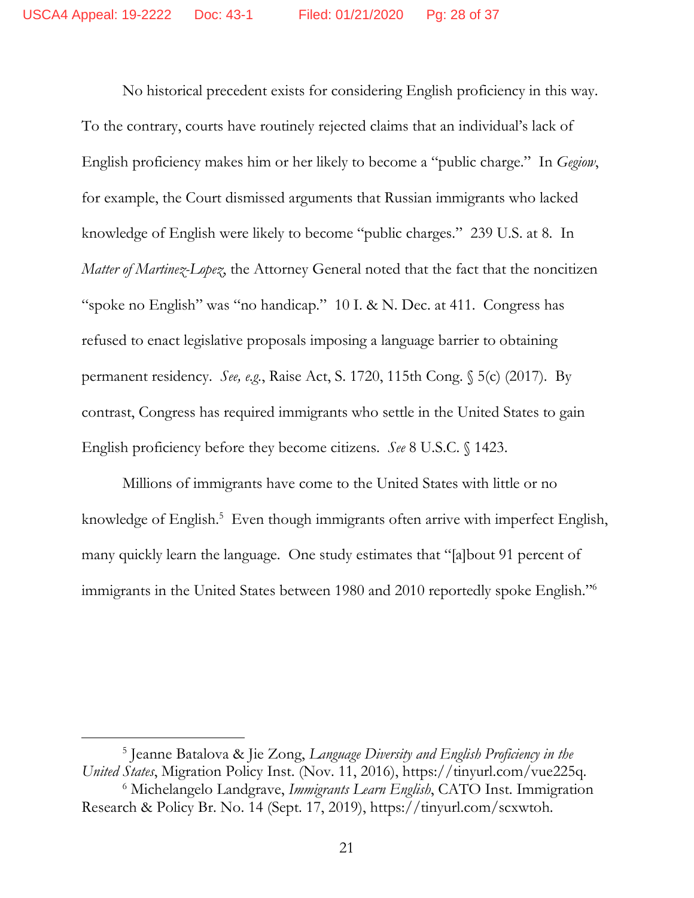No historical precedent exists for considering English proficiency in this way. To the contrary, courts have routinely rejected claims that an individual's lack of English proficiency makes him or her likely to become a "public charge." In *Gegiow*, for example, the Court dismissed arguments that Russian immigrants who lacked knowledge of English were likely to become "public charges." 239 U.S. at 8. In *Matter of Martinez-Lopez*, the Attorney General noted that the fact that the noncitizen "spoke no English" was "no handicap." 10 I. & N. Dec. at 411. Congress has refused to enact legislative proposals imposing a language barrier to obtaining permanent residency. *See, e.g.*, Raise Act, S. 1720, 115th Cong. § 5(c) (2017). By contrast, Congress has required immigrants who settle in the United States to gain English proficiency before they become citizens. *See* 8 U.S.C. § 1423.

Millions of immigrants have come to the United States with little or no knowledge of English.[5] Even though immigrants often arrive with imperfect English, many quickly learn the language. One study estimates that "[a]bout 91 percent of immigrants in the United States between 1980 and 2010 reportedly spoke English."[6]

---

[5] Jeanne Batalova & Jie Zong, *Language Diversity and English Proficiency in the United States*, Migration Policy Inst. (Nov. 11, 2016), https://tinyurl.com/vue225q.

[6] Michelangelo Landgrave, *Immigrants Learn English*, CATO Inst. Immigration Research & Policy Br. No. 14 (Sept. 17, 2019), https://tinyurl.com/scxwtoh.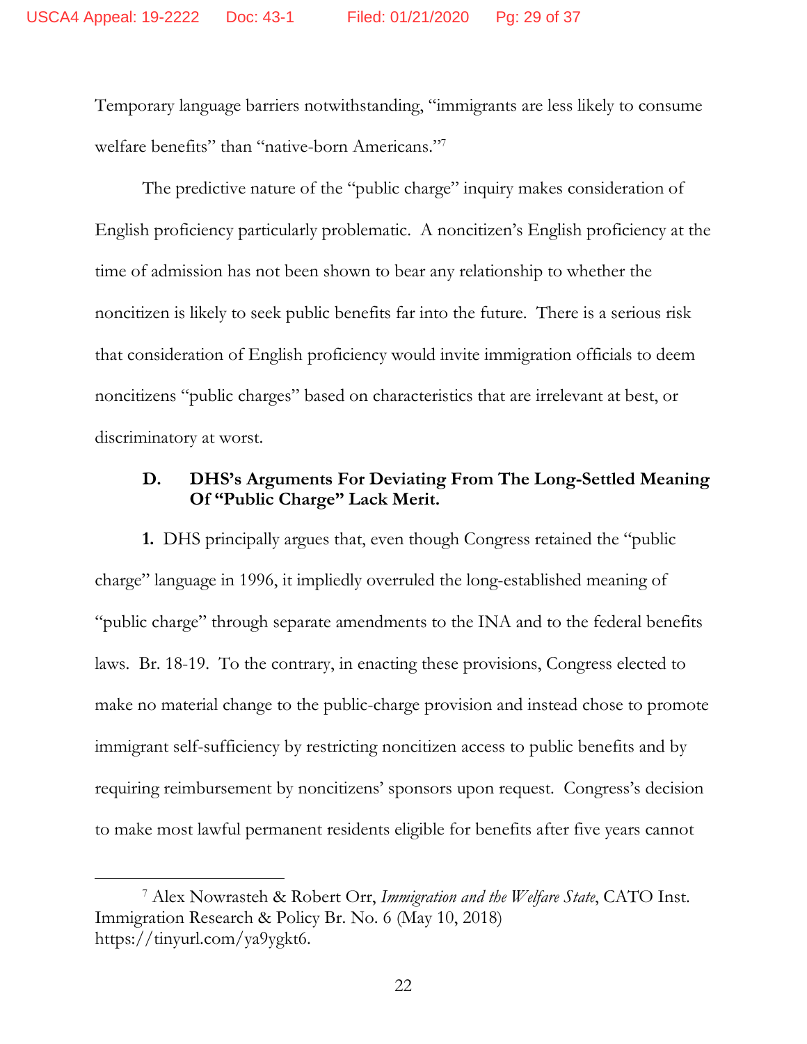Temporary language barriers notwithstanding, "immigrants are less likely to consume welfare benefits" than "native-born Americans."[7]

The predictive nature of the "public charge" inquiry makes consideration of English proficiency particularly problematic. A noncitizen's English proficiency at the time of admission has not been shown to bear any relationship to whether the noncitizen is likely to seek public benefits far into the future. There is a serious risk that consideration of English proficiency would invite immigration officials to deem noncitizens "public charges" based on characteristics that are irrelevant at best, or discriminatory at worst.

### D. DHS's Arguments For Deviating From The Long-Settled Meaning Of "Public Charge" Lack Merit.

**1.** DHS principally argues that, even though Congress retained the "public charge" language in 1996, it impliedly overruled the long-established meaning of "public charge" through separate amendments to the INA and to the federal benefits laws. Br. 18-19. To the contrary, in enacting these provisions, Congress elected to make no material change to the public-charge provision and instead chose to promote immigrant self-sufficiency by restricting noncitizen access to public benefits and by requiring reimbursement by noncitizens' sponsors upon request. Congress's decision to make most lawful permanent residents eligible for benefits after five years cannot

---

[7] Alex Nowrasteh & Robert Orr, *Immigration and the Welfare State*, CATO Inst. Immigration Research & Policy Br. No. 6 (May 10, 2018) https://tinyurl.com/ya9ygkt6.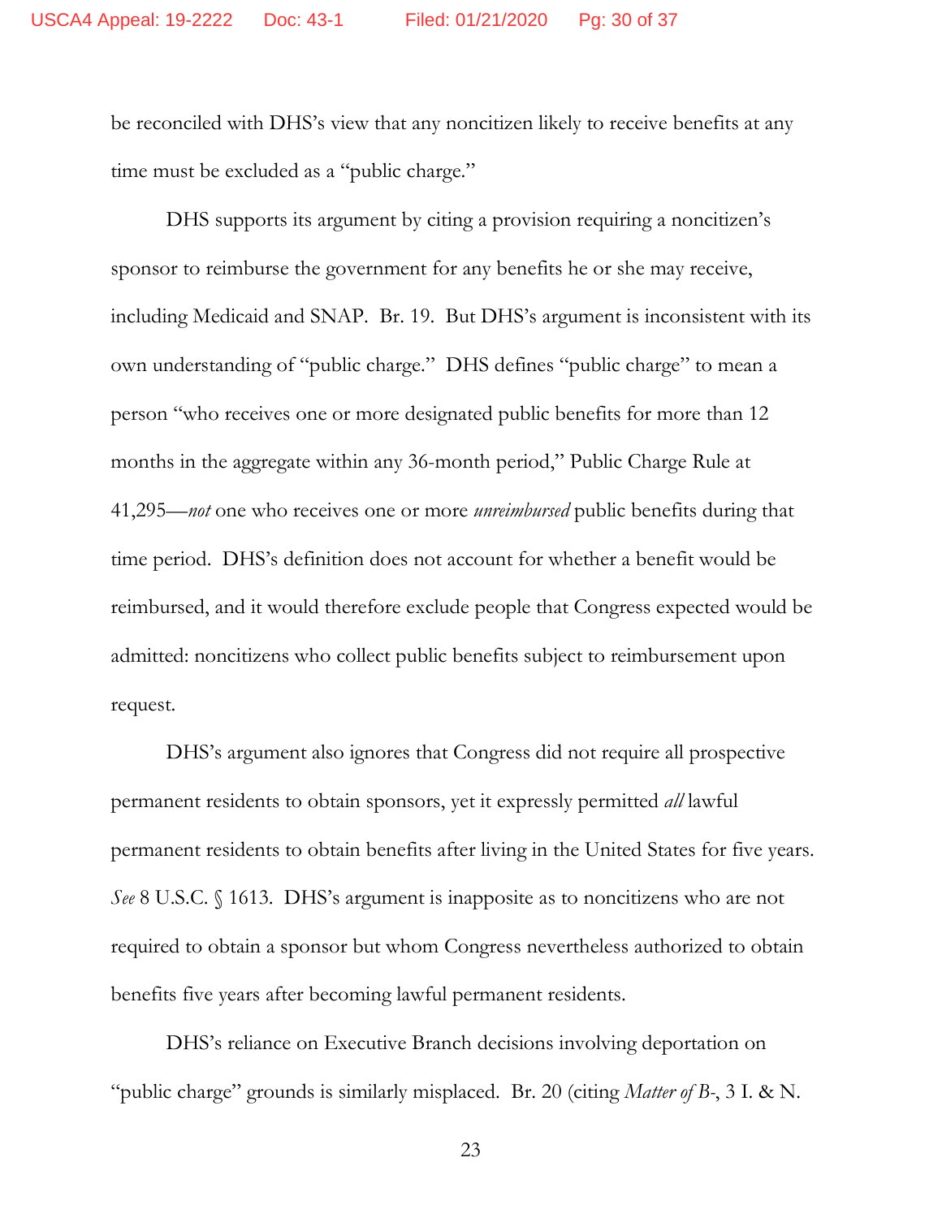be reconciled with DHS's view that any noncitizen likely to receive benefits at any time must be excluded as a "public charge."

DHS supports its argument by citing a provision requiring a noncitizen's sponsor to reimburse the government for any benefits he or she may receive, including Medicaid and SNAP. Br. 19. But DHS's argument is inconsistent with its own understanding of "public charge." DHS defines "public charge" to mean a person "who receives one or more designated public benefits for more than 12 months in the aggregate within any 36-month period," Public Charge Rule at 41,295—*not* one who receives one or more *unreimbursed* public benefits during that time period. DHS's definition does not account for whether a benefit would be reimbursed, and it would therefore exclude people that Congress expected would be admitted: noncitizens who collect public benefits subject to reimbursement upon request.

DHS's argument also ignores that Congress did not require all prospective permanent residents to obtain sponsors, yet it expressly permitted *all* lawful permanent residents to obtain benefits after living in the United States for five years. *See* 8 U.S.C. § 1613. DHS's argument is inapposite as to noncitizens who are not required to obtain a sponsor but whom Congress nevertheless authorized to obtain benefits five years after becoming lawful permanent residents.

DHS's reliance on Executive Branch decisions involving deportation on "public charge" grounds is similarly misplaced. Br. 20 (citing *Matter of B-*, 3 I. & N.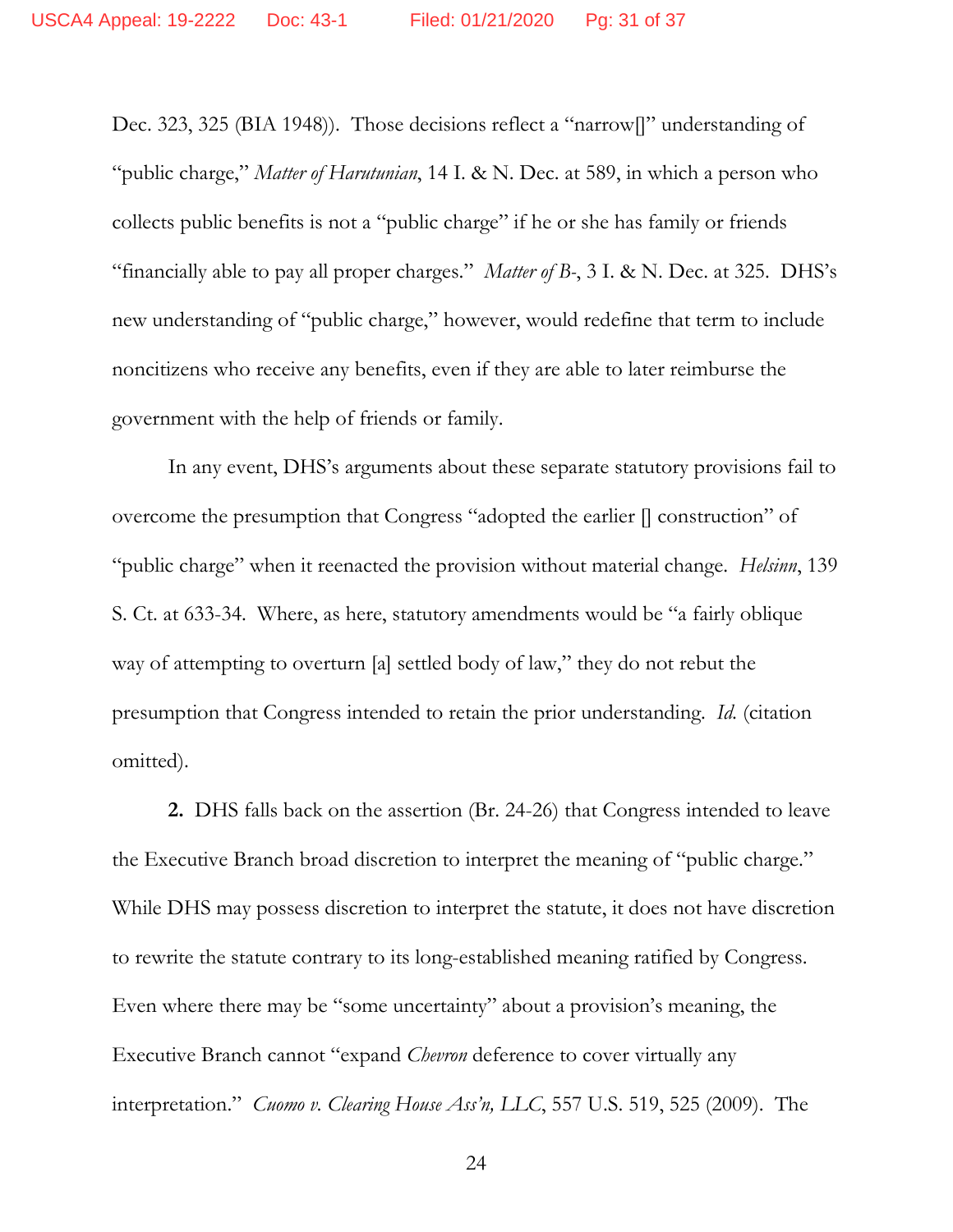Dec. 323, 325 (BIA 1948)). Those decisions reflect a "narrow[]" understanding of "public charge," *Matter of Harutunian*, 14 I. & N. Dec. at 589, in which a person who collects public benefits is not a "public charge" if he or she has family or friends "financially able to pay all proper charges." *Matter of B-*, 3 I. & N. Dec. at 325. DHS's new understanding of "public charge," however, would redefine that term to include noncitizens who receive any benefits, even if they are able to later reimburse the government with the help of friends or family.

In any event, DHS's arguments about these separate statutory provisions fail to overcome the presumption that Congress "adopted the earlier [] construction" of "public charge" when it reenacted the provision without material change. *Helsinn*, 139 S. Ct. at 633-34. Where, as here, statutory amendments would be "a fairly oblique way of attempting to overturn [a] settled body of law," they do not rebut the presumption that Congress intended to retain the prior understanding. *Id.* (citation omitted).

**2.** DHS falls back on the assertion (Br. 24-26) that Congress intended to leave the Executive Branch broad discretion to interpret the meaning of "public charge." While DHS may possess discretion to interpret the statute, it does not have discretion to rewrite the statute contrary to its long-established meaning ratified by Congress. Even where there may be "some uncertainty" about a provision's meaning, the Executive Branch cannot "expand *Chevron* deference to cover virtually any interpretation." *Cuomo v. Clearing House Ass'n, LLC*, 557 U.S. 519, 525 (2009). The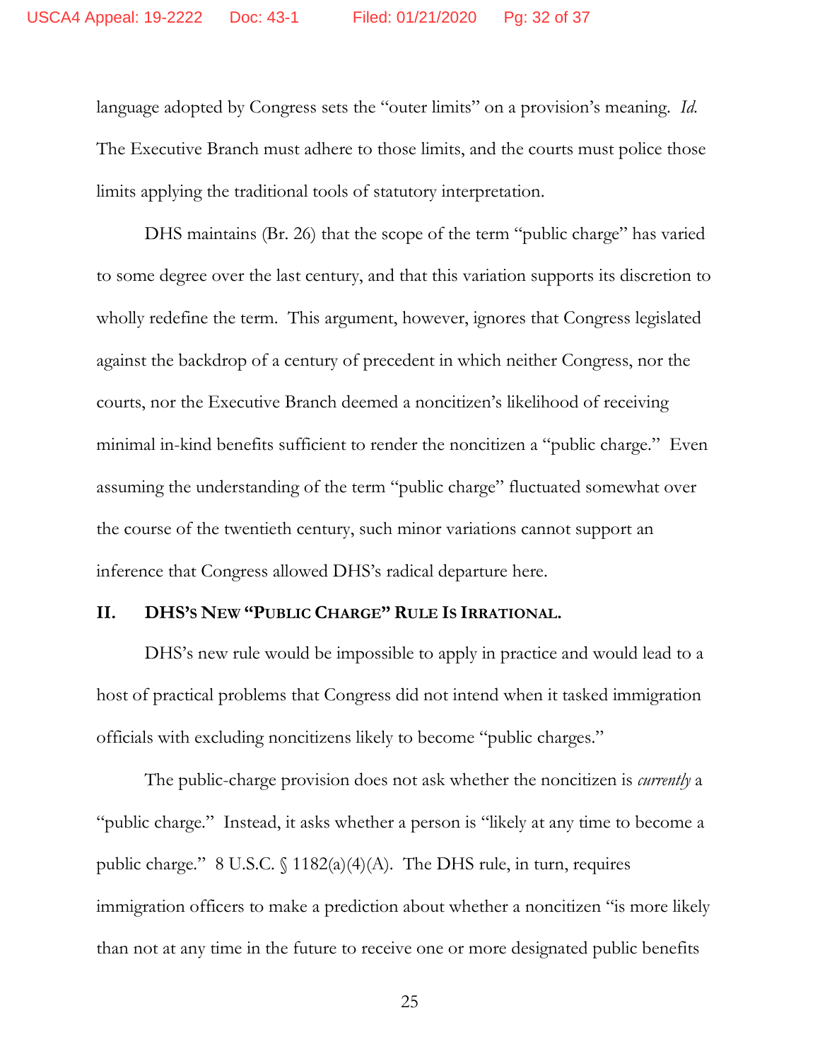language adopted by Congress sets the "outer limits" on a provision's meaning. *Id.* The Executive Branch must adhere to those limits, and the courts must police those limits applying the traditional tools of statutory interpretation.

DHS maintains (Br. 26) that the scope of the term "public charge" has varied to some degree over the last century, and that this variation supports its discretion to wholly redefine the term. This argument, however, ignores that Congress legislated against the backdrop of a century of precedent in which neither Congress, nor the courts, nor the Executive Branch deemed a noncitizen's likelihood of receiving minimal in-kind benefits sufficient to render the noncitizen a "public charge." Even assuming the understanding of the term "public charge" fluctuated somewhat over the course of the twentieth century, such minor variations cannot support an inference that Congress allowed DHS's radical departure here.

## II. DHS'S NEW "PUBLIC CHARGE" RULE IS IRRATIONAL.

DHS's new rule would be impossible to apply in practice and would lead to a host of practical problems that Congress did not intend when it tasked immigration officials with excluding noncitizens likely to become "public charges."

The public-charge provision does not ask whether the noncitizen is *currently* a "public charge." Instead, it asks whether a person is "likely at any time to become a public charge." 8 U.S.C. § 1182(a)(4)(A). The DHS rule, in turn, requires immigration officers to make a prediction about whether a noncitizen "is more likely than not at any time in the future to receive one or more designated public benefits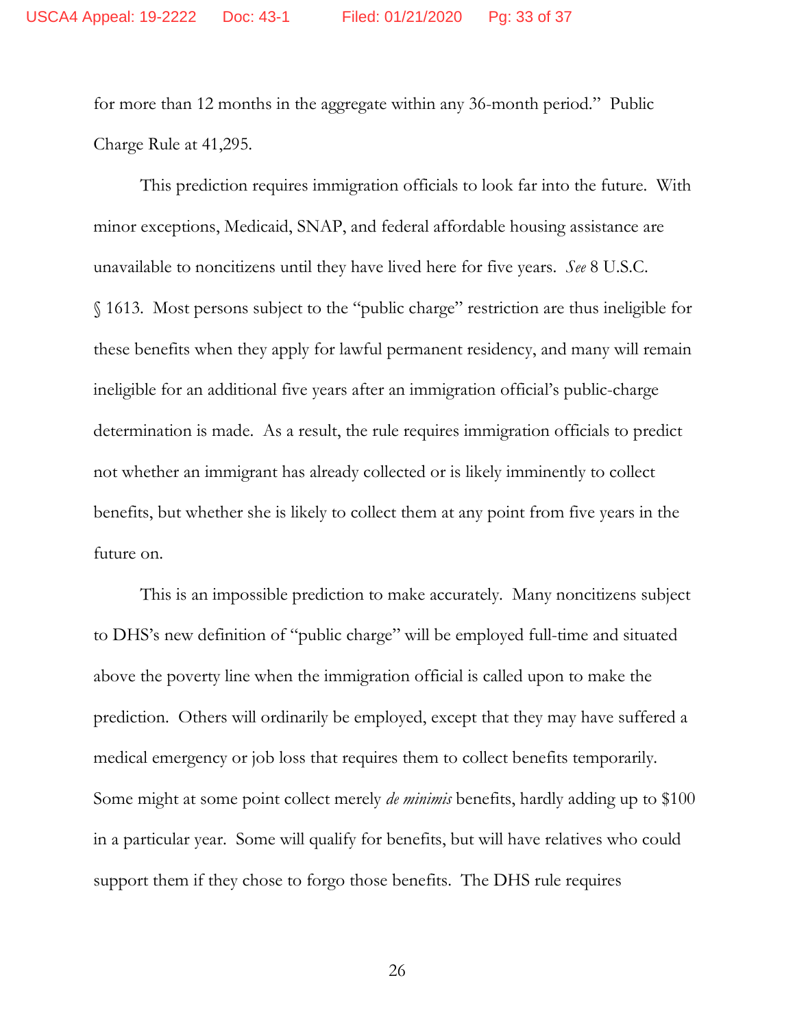for more than 12 months in the aggregate within any 36-month period." Public Charge Rule at 41,295.

This prediction requires immigration officials to look far into the future. With minor exceptions, Medicaid, SNAP, and federal affordable housing assistance are unavailable to noncitizens until they have lived here for five years. *See* 8 U.S.C. § 1613. Most persons subject to the "public charge" restriction are thus ineligible for these benefits when they apply for lawful permanent residency, and many will remain ineligible for an additional five years after an immigration official's public-charge determination is made. As a result, the rule requires immigration officials to predict not whether an immigrant has already collected or is likely imminently to collect benefits, but whether she is likely to collect them at any point from five years in the future on.

This is an impossible prediction to make accurately. Many noncitizens subject to DHS's new definition of "public charge" will be employed full-time and situated above the poverty line when the immigration official is called upon to make the prediction. Others will ordinarily be employed, except that they may have suffered a medical emergency or job loss that requires them to collect benefits temporarily. Some might at some point collect merely *de minimis* benefits, hardly adding up to $100 in a particular year. Some will qualify for benefits, but will have relatives who could support them if they chose to forgo those benefits. The DHS rule requires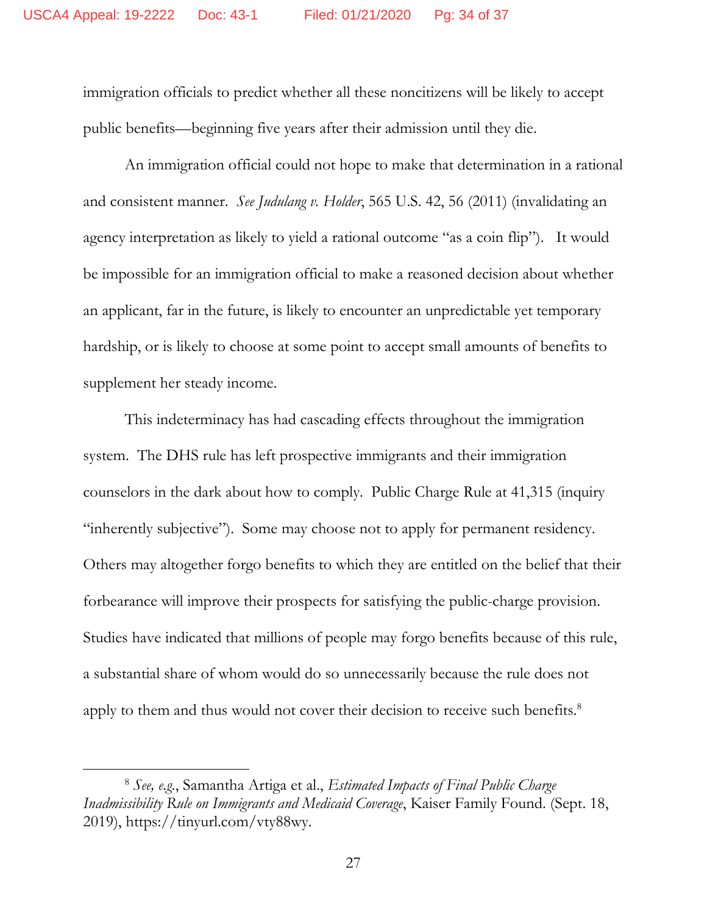immigration officials to predict whether all these noncitizens will be likely to accept public benefits—beginning five years after their admission until they die.

An immigration official could not hope to make that determination in a rational and consistent manner. *See Judulang v. Holder*, 565 U.S. 42, 56 (2011) (invalidating an agency interpretation as likely to yield a rational outcome "as a coin flip"). It would be impossible for an immigration official to make a reasoned decision about whether an applicant, far in the future, is likely to encounter an unpredictable yet temporary hardship, or is likely to choose at some point to accept small amounts of benefits to supplement her steady income.

This indeterminacy has had cascading effects throughout the immigration system. The DHS rule has left prospective immigrants and their immigration counselors in the dark about how to comply. Public Charge Rule at 41,315 (inquiry "inherently subjective"). Some may choose not to apply for permanent residency. Others may altogether forgo benefits to which they are entitled on the belief that their forbearance will improve their prospects for satisfying the public-charge provision. Studies have indicated that millions of people may forgo benefits because of this rule, a substantial share of whom would do so unnecessarily because the rule does not apply to them and thus would not cover their decision to receive such benefits.[8]

---

[8] *See, e.g.*, Samantha Artiga et al., *Estimated Impacts of Final Public Charge Inadmissibility Rule on Immigrants and Medicaid Coverage*, Kaiser Family Found. (Sept. 18, 2019), https://tinyurl.com/vty88wy.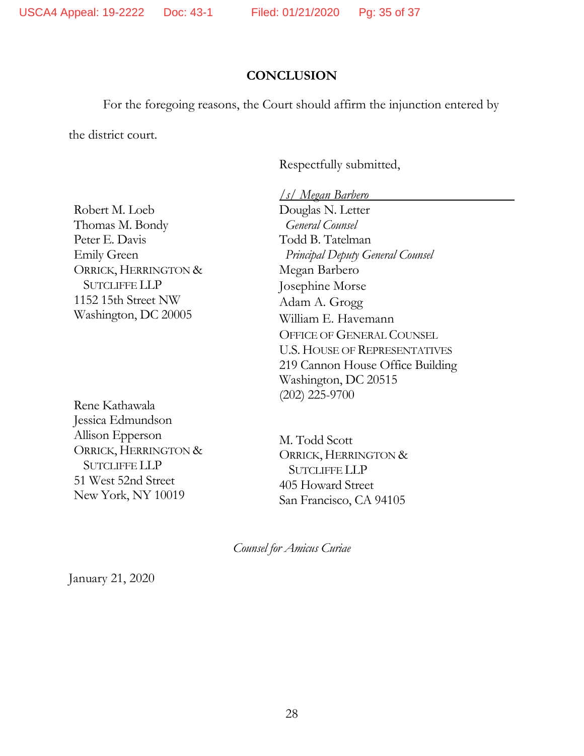## CONCLUSION

For the foregoing reasons, the Court should affirm the injunction entered by the district court.

Respectfully submitted,

/s/ Megan Barbero

Douglas N. Letter
*General Counsel*
Todd B. Tatelman
*Principal Deputy General Counsel*
Megan Barbero
Josephine Morse
Adam A. Grogg
William E. Havemann
OFFICE OF GENERAL COUNSEL
U.S. HOUSE OF REPRESENTATIVES
219 Cannon House Office Building
Washington, DC 20515
(202) 225-9700

Robert M. Loeb
Thomas M. Bondy
Peter E. Davis
Emily Green
ORRICK, HERRINGTON & SUTCLIFFE LLP
1152 15th Street NW
Washington, DC 20005

Rene Kathawala
Jessica Edmundson
Allison Epperson
ORRICK, HERRINGTON & SUTCLIFFE LLP
51 West 52nd Street
New York, NY 10019

M. Todd Scott
ORRICK, HERRINGTON & SUTCLIFFE LLP
405 Howard Street
San Francisco, CA 94105

*Counsel for Amicus Curiae*

January 21, 2020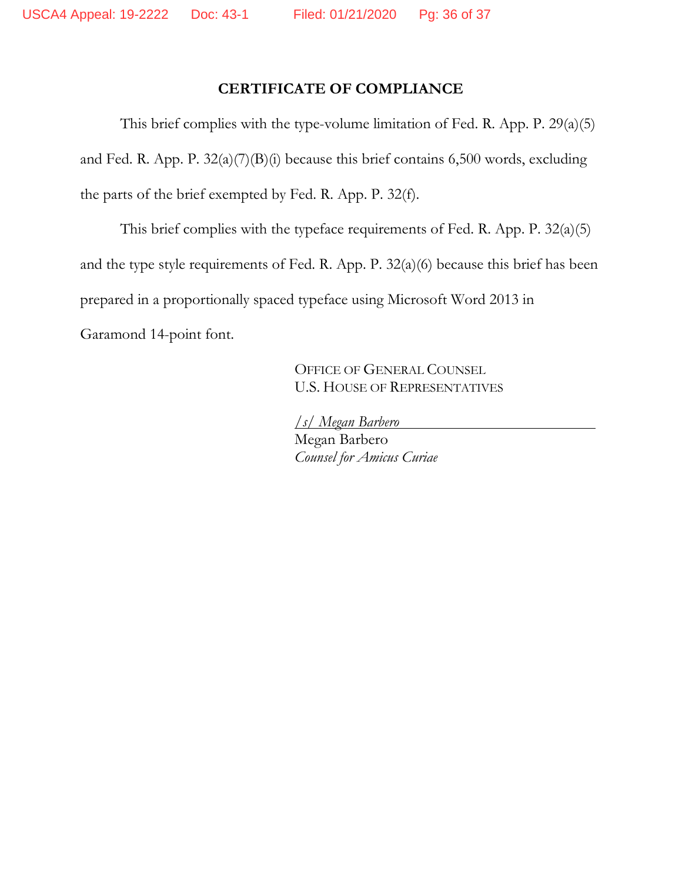# CERTIFICATE OF COMPLIANCE

This brief complies with the type-volume limitation of Fed. R. App. P. 29(a)(5) and Fed. R. App. P. 32(a)(7)(B)(i) because this brief contains 6,500 words, excluding the parts of the brief exempted by Fed. R. App. P. 32(f).

This brief complies with the typeface requirements of Fed. R. App. P. 32(a)(5) and the type style requirements of Fed. R. App. P. 32(a)(6) because this brief has been prepared in a proportionally spaced typeface using Microsoft Word 2013 in Garamond 14-point font.

OFFICE OF GENERAL COUNSEL
U.S. HOUSE OF REPRESENTATIVES

*/s/ Megan Barbero*
Megan Barbero
*Counsel for Amicus Curiae*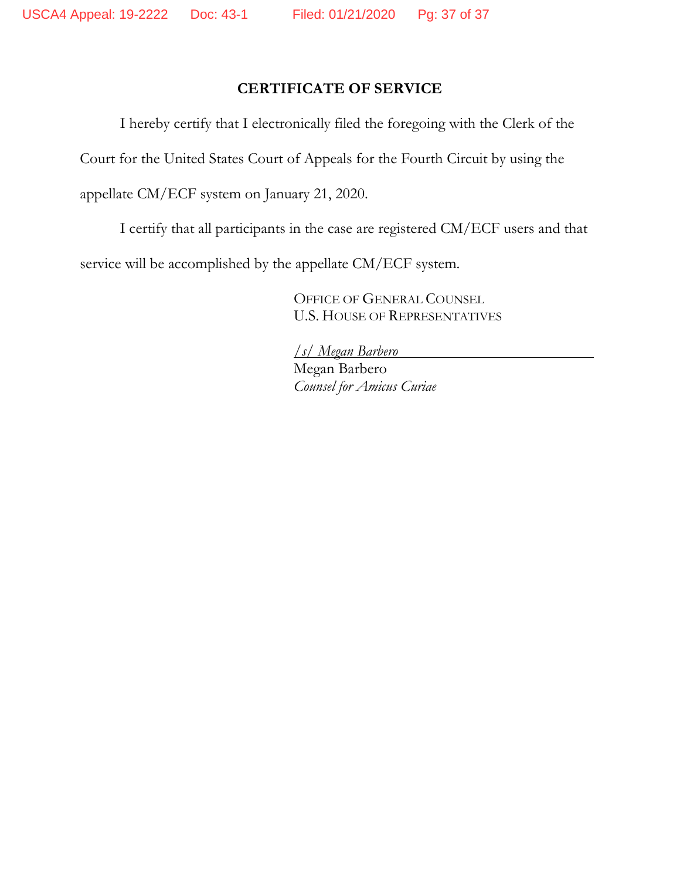## CERTIFICATE OF SERVICE

I hereby certify that I electronically filed the foregoing with the Clerk of the Court for the United States Court of Appeals for the Fourth Circuit by using the appellate CM/ECF system on January 21, 2020.

I certify that all participants in the case are registered CM/ECF users and that service will be accomplished by the appellate CM/ECF system.

OFFICE OF GENERAL COUNSEL
U.S. HOUSE OF REPRESENTATIVES

*/s/ Megan Barbero*
Megan Barbero
*Counsel for Amicus Curiae*